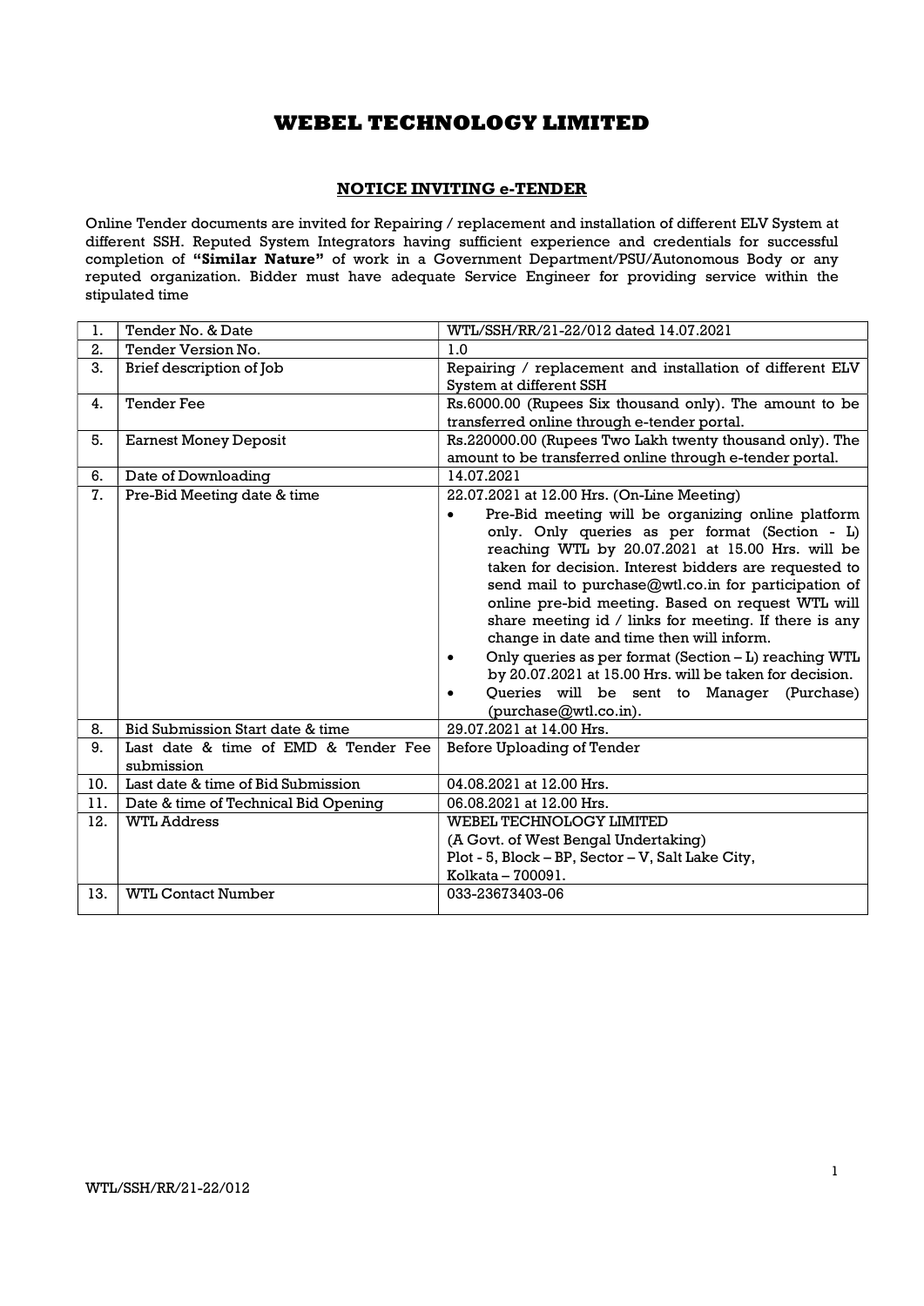# WEBEL TECHNOLOGY LIMITED

## NOTICE INVITING e-TENDER

Online Tender documents are invited for Repairing / replacement and installation of different ELV System at different SSH. Reputed System Integrators having sufficient experience and credentials for successful completion of **"Similar Nature"** of work in a Government Department/PSU/Autonomous Body or any reputed organization. Bidder must have adequate Service Engineer for providing service within the stipulated time

| 1. | Tender No. & Date | WTL/SSH/RR/21-22/012 dated 14.07.2021 |
|---|---|---|
| 2. | Tender Version No. | 1.0 |
| 3. | Brief description of Job | Repairing / replacement and installation of different ELV System at different SSH |
| 4. | Tender Fee | Rs.6000.00 (Rupees Six thousand only). The amount to be transferred online through e-tender portal. |
| 5. | Earnest Money Deposit | Rs.220000.00 (Rupees Two Lakh twenty thousand only). The amount to be transferred online through e-tender portal. |
| 6. | Date of Downloading | 14.07.2021 |
| 7. | Pre-Bid Meeting date & time | 22.07.2021 at 12.00 Hrs. (On-Line Meeting)<br>• Pre-Bid meeting will be organizing online platform only. Only queries as per format (Section - L) reaching WTL by 20.07.2021 at 15.00 Hrs. will be taken for decision. Interest bidders are requested to send mail to purchase@wtl.co.in for participation of online pre-bid meeting. Based on request WTL will share meeting id / links for meeting. If there is any change in date and time then will inform.<br>• Only queries as per format (Section – L) reaching WTL by 20.07.2021 at 15.00 Hrs. will be taken for decision.<br>• Queries will be sent to Manager (Purchase) (purchase@wtl.co.in). |
| 8. | Bid Submission Start date & time | 29.07.2021 at 14.00 Hrs. |
| 9. | Last date & time of EMD & Tender Fee submission | Before Uploading of Tender |
| 10. | Last date & time of Bid Submission | 04.08.2021 at 12.00 Hrs. |
| 11. | Date & time of Technical Bid Opening | 06.08.2021 at 12.00 Hrs. |
| 12. | WTL Address | WEBEL TECHNOLOGY LIMITED<br>(A Govt. of West Bengal Undertaking)<br>Plot - 5, Block – BP, Sector – V, Salt Lake City,<br>Kolkata – 700091. |
| 13. | WTL Contact Number | 033-23673403-06 |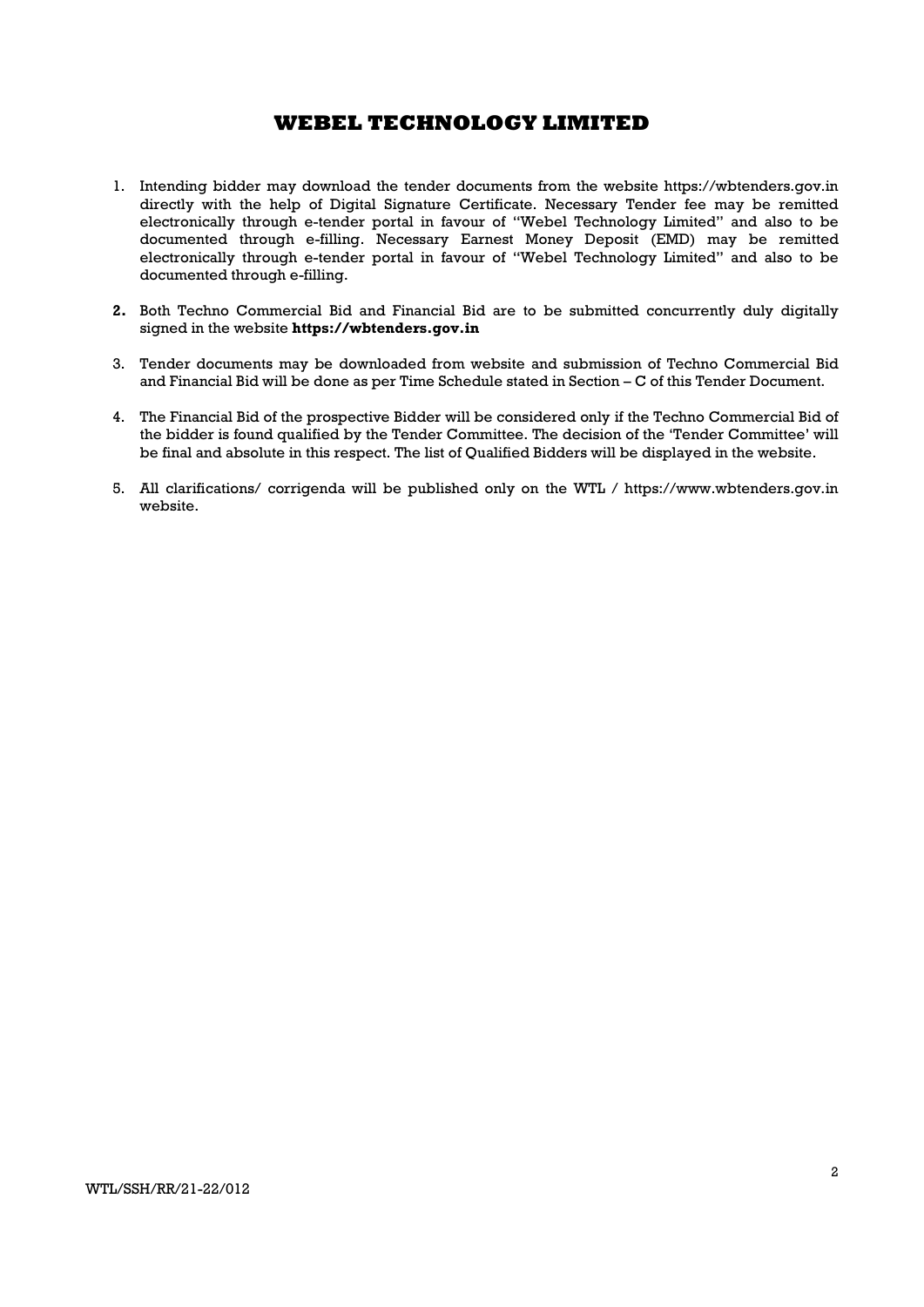# WEBEL TECHNOLOGY LIMITED

1. Intending bidder may download the tender documents from the website https://wbtenders.gov.in directly with the help of Digital Signature Certificate. Necessary Tender fee may be remitted electronically through e-tender portal in favour of "Webel Technology Limited" and also to be documented through e-filling. Necessary Earnest Money Deposit (EMD) may be remitted electronically through e-tender portal in favour of "Webel Technology Limited" and also to be documented through e-filling.

2. Both Techno Commercial Bid and Financial Bid are to be submitted concurrently duly digitally signed in the website **https://wbtenders.gov.in**

3. Tender documents may be downloaded from website and submission of Techno Commercial Bid and Financial Bid will be done as per Time Schedule stated in Section – C of this Tender Document.

4. The Financial Bid of the prospective Bidder will be considered only if the Techno Commercial Bid of the bidder is found qualified by the Tender Committee. The decision of the 'Tender Committee' will be final and absolute in this respect. The list of Qualified Bidders will be displayed in the website.

5. All clarifications/ corrigenda will be published only on the WTL / https://www.wbtenders.gov.in website.

WTL/SSH/RR/21-22/012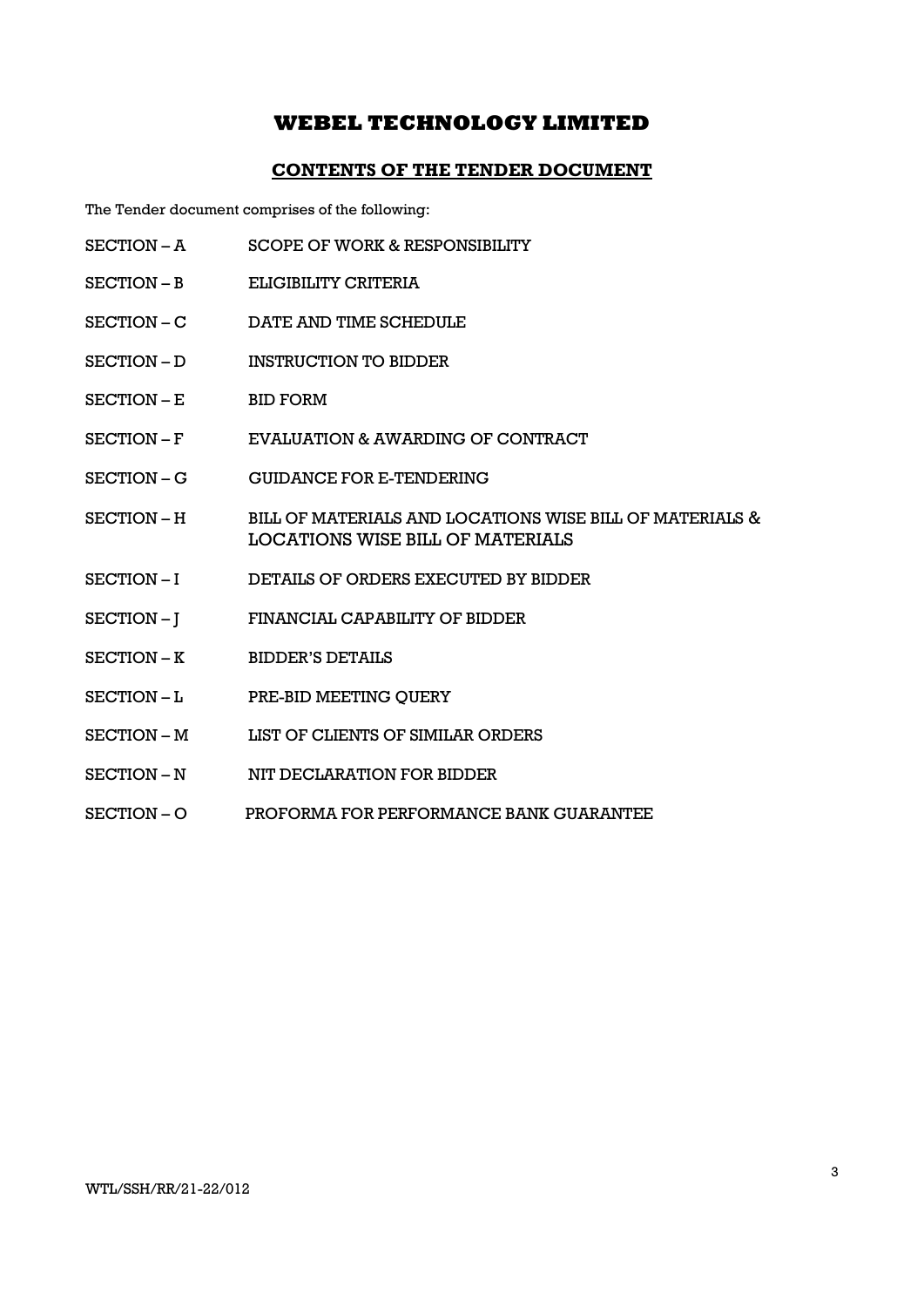# WEBEL TECHNOLOGY LIMITED

## CONTENTS OF THE TENDER DOCUMENT

The Tender document comprises of the following:

| | |
|---|---|
| SECTION – A | SCOPE OF WORK & RESPONSIBILITY |
| SECTION – B | ELIGIBILITY CRITERIA |
| SECTION – C | DATE AND TIME SCHEDULE |
| SECTION – D | INSTRUCTION TO BIDDER |
| SECTION – E | BID FORM |
| SECTION – F | EVALUATION & AWARDING OF CONTRACT |
| SECTION – G | GUIDANCE FOR E-TENDERING |
| SECTION – H | BILL OF MATERIALS AND LOCATIONS WISE BILL OF MATERIALS & LOCATIONS WISE BILL OF MATERIALS |
| SECTION – I | DETAILS OF ORDERS EXECUTED BY BIDDER |
| SECTION – J | FINANCIAL CAPABILITY OF BIDDER |
| SECTION – K | BIDDER'S DETAILS |
| SECTION – L | PRE-BID MEETING QUERY |
| SECTION – M | LIST OF CLIENTS OF SIMILAR ORDERS |
| SECTION – N | NIT DECLARATION FOR BIDDER |
| SECTION – O | PROFORMA FOR PERFORMANCE BANK GUARANTEE |

WTL/SSH/RR/21-22/012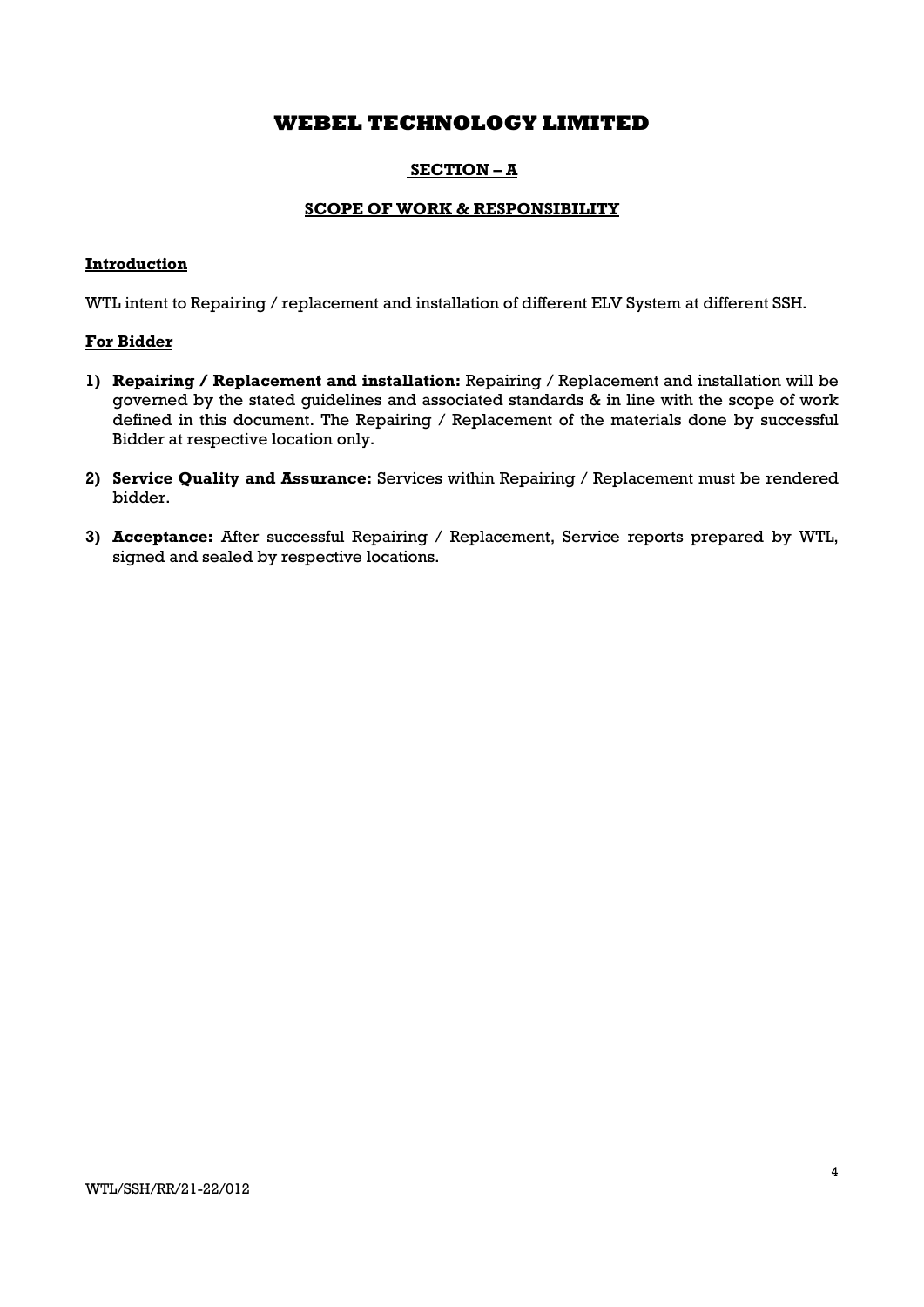# WEBEL TECHNOLOGY LIMITED

## SECTION – A

## SCOPE OF WORK & RESPONSIBILITY

### Introduction

WTL intent to Repairing / replacement and installation of different ELV System at different SSH.

### For Bidder

1) **Repairing / Replacement and installation:** Repairing / Replacement and installation will be governed by the stated guidelines and associated standards & in line with the scope of work defined in this document. The Repairing / Replacement of the materials done by successful Bidder at respective location only.

2) **Service Quality and Assurance:** Services within Repairing / Replacement must be rendered bidder.

3) **Acceptance:** After successful Repairing / Replacement, Service reports prepared by WTL, signed and sealed by respective locations.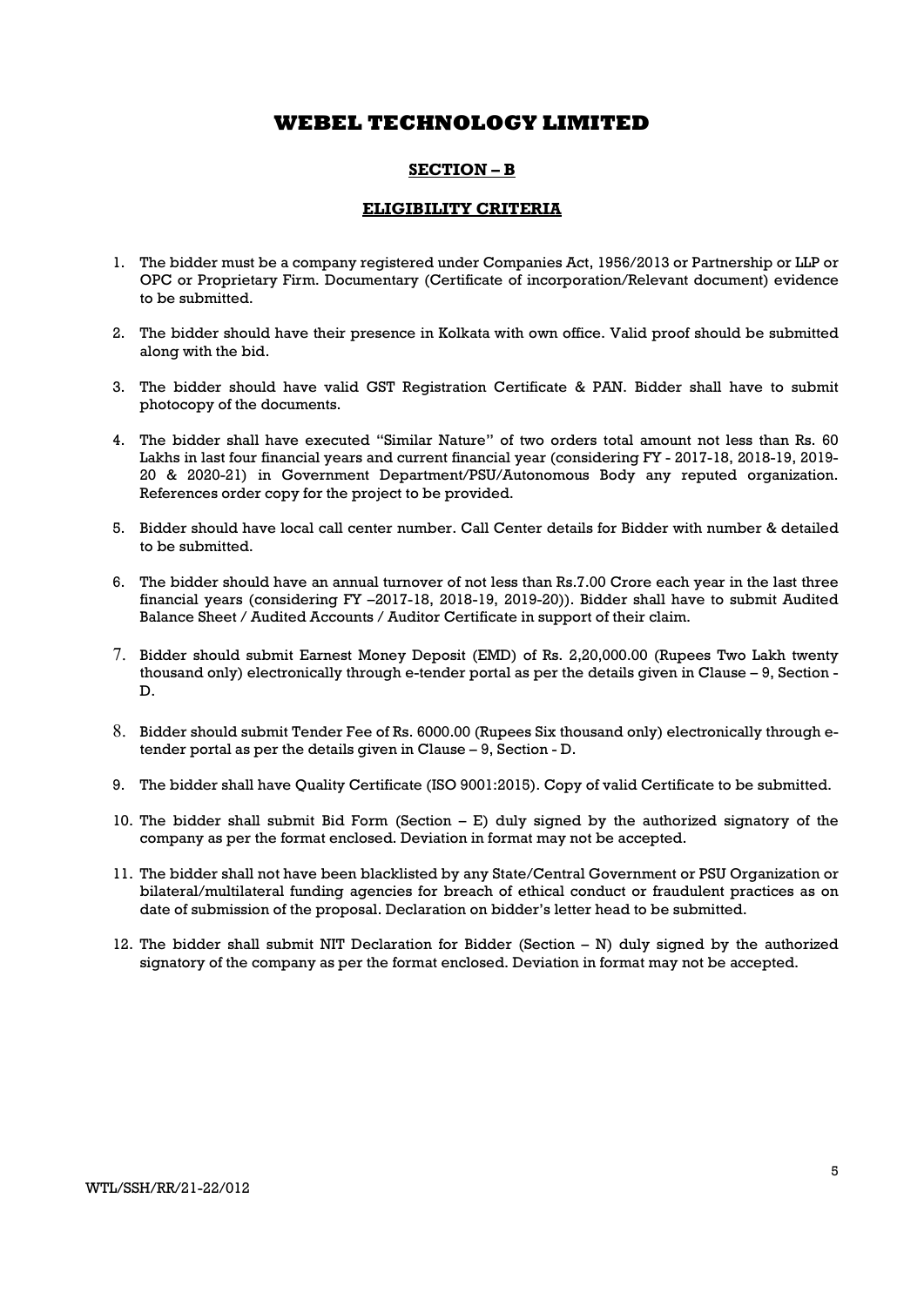# WEBEL TECHNOLOGY LIMITED

## SECTION – B

## ELIGIBILITY CRITERIA

1. The bidder must be a company registered under Companies Act, 1956/2013 or Partnership or LLP or OPC or Proprietary Firm. Documentary (Certificate of incorporation/Relevant document) evidence to be submitted.

2. The bidder should have their presence in Kolkata with own office. Valid proof should be submitted along with the bid.

3. The bidder should have valid GST Registration Certificate & PAN. Bidder shall have to submit photocopy of the documents.

4. The bidder shall have executed "Similar Nature" of two orders total amount not less than Rs. 60 Lakhs in last four financial years and current financial year (considering FY - 2017-18, 2018-19, 2019-20 & 2020-21) in Government Department/PSU/Autonomous Body any reputed organization. References order copy for the project to be provided.

5. Bidder should have local call center number. Call Center details for Bidder with number & detailed to be submitted.

6. The bidder should have an annual turnover of not less than Rs.7.00 Crore each year in the last three financial years (considering FY –2017-18, 2018-19, 2019-20)). Bidder shall have to submit Audited Balance Sheet / Audited Accounts / Auditor Certificate in support of their claim.

7. Bidder should submit Earnest Money Deposit (EMD) of Rs. 2,20,000.00 (Rupees Two Lakh twenty thousand only) electronically through e-tender portal as per the details given in Clause – 9, Section - D.

8. Bidder should submit Tender Fee of Rs. 6000.00 (Rupees Six thousand only) electronically through e-tender portal as per the details given in Clause – 9, Section - D.

9. The bidder shall have Quality Certificate (ISO 9001:2015). Copy of valid Certificate to be submitted.

10. The bidder shall submit Bid Form (Section – E) duly signed by the authorized signatory of the company as per the format enclosed. Deviation in format may not be accepted.

11. The bidder shall not have been blacklisted by any State/Central Government or PSU Organization or bilateral/multilateral funding agencies for breach of ethical conduct or fraudulent practices as on date of submission of the proposal. Declaration on bidder's letter head to be submitted.

12. The bidder shall submit NIT Declaration for Bidder (Section – N) duly signed by the authorized signatory of the company as per the format enclosed. Deviation in format may not be accepted.

WTL/SSH/RR/21-22/012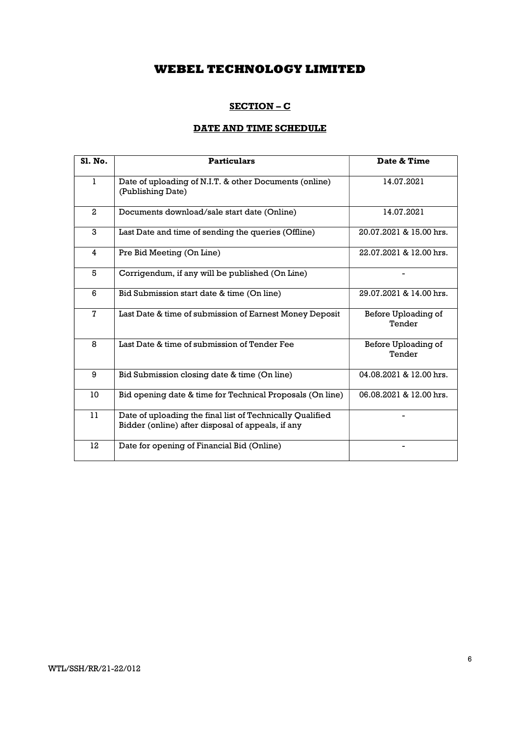# WEBEL TECHNOLOGY LIMITED

## SECTION – C

## DATE AND TIME SCHEDULE

| Sl. No. | Particulars | Date & Time |
|---|---|---|
| 1 | Date of uploading of N.I.T. & other Documents (online) (Publishing Date) | 14.07.2021 |
| 2 | Documents download/sale start date (Online) | 14.07.2021 |
| 3 | Last Date and time of sending the queries (Offline) | 20.07.2021 & 15.00 hrs. |
| 4 | Pre Bid Meeting (On Line) | 22.07.2021 & 12.00 hrs. |
| 5 | Corrigendum, if any will be published (On Line) | - |
| 6 | Bid Submission start date & time (On line) | 29.07.2021 & 14.00 hrs. |
| 7 | Last Date & time of submission of Earnest Money Deposit | Before Uploading of Tender |
| 8 | Last Date & time of submission of Tender Fee | Before Uploading of Tender |
| 9 | Bid Submission closing date & time (On line) | 04.08.2021 & 12.00 hrs. |
| 10 | Bid opening date & time for Technical Proposals (On line) | 06.08.2021 & 12.00 hrs. |
| 11 | Date of uploading the final list of Technically Qualified Bidder (online) after disposal of appeals, if any | - |
| 12 | Date for opening of Financial Bid (Online) | - |

WTL/SSH/RR/21-22/012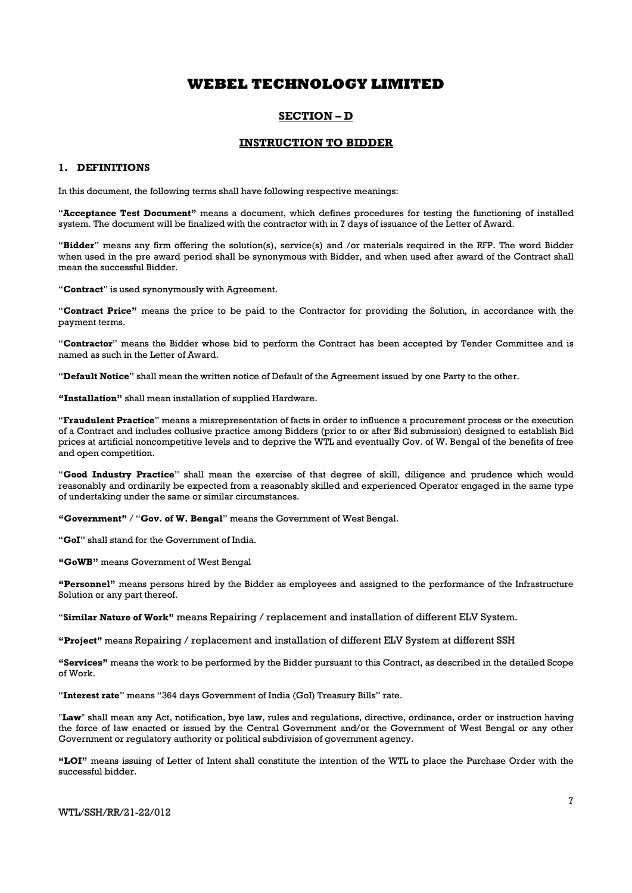# WEBEL TECHNOLOGY LIMITED

## SECTION – D

## INSTRUCTION TO BIDDER

### 1. DEFINITIONS

In this document, the following terms shall have following respective meanings:

"**Acceptance Test Document"** means a document, which defines procedures for testing the functioning of installed system. The document will be finalized with the contractor with in 7 days of issuance of the Letter of Award.

"**Bidder**" means any firm offering the solution(s), service(s) and /or materials required in the RFP. The word Bidder when used in the pre award period shall be synonymous with Bidder, and when used after award of the Contract shall mean the successful Bidder.

"**Contract**" is used synonymously with Agreement.

"**Contract Price"** means the price to be paid to the Contractor for providing the Solution, in accordance with the payment terms.

"**Contractor**" means the Bidder whose bid to perform the Contract has been accepted by Tender Committee and is named as such in the Letter of Award.

"**Default Notice**" shall mean the written notice of Default of the Agreement issued by one Party to the other.

**"Installation"** shall mean installation of supplied Hardware.

"**Fraudulent Practice**" means a misrepresentation of facts in order to influence a procurement process or the execution of a Contract and includes collusive practice among Bidders (prior to or after Bid submission) designed to establish Bid prices at artificial noncompetitive levels and to deprive the WTL and eventually Gov. of W. Bengal of the benefits of free and open competition.

"**Good Industry Practice**" shall mean the exercise of that degree of skill, diligence and prudence which would reasonably and ordinarily be expected from a reasonably skilled and experienced Operator engaged in the same type of undertaking under the same or similar circumstances.

**"Government"** / "**Gov. of W. Bengal**" means the Government of West Bengal.

"**GoI**" shall stand for the Government of India.

**"GoWB"** means Government of West Bengal

**"Personnel"** means persons hired by the Bidder as employees and assigned to the performance of the Infrastructure Solution or any part thereof.

"**Similar Nature of Work"** means Repairing / replacement and installation of different ELV System.

**"Project"** means Repairing / replacement and installation of different ELV System at different SSH

**"Services"** means the work to be performed by the Bidder pursuant to this Contract, as described in the detailed Scope of Work.

"**Interest rate**" means "364 days Government of India (GoI) Treasury Bills" rate.

"**Law**" shall mean any Act, notification, bye law, rules and regulations, directive, ordinance, order or instruction having the force of law enacted or issued by the Central Government and/or the Government of West Bengal or any other Government or regulatory authority or political subdivision of government agency.

**"LOI"** means issuing of Letter of Intent shall constitute the intention of the WTL to place the Purchase Order with the successful bidder.

WTL/SSH/RR/21-22/012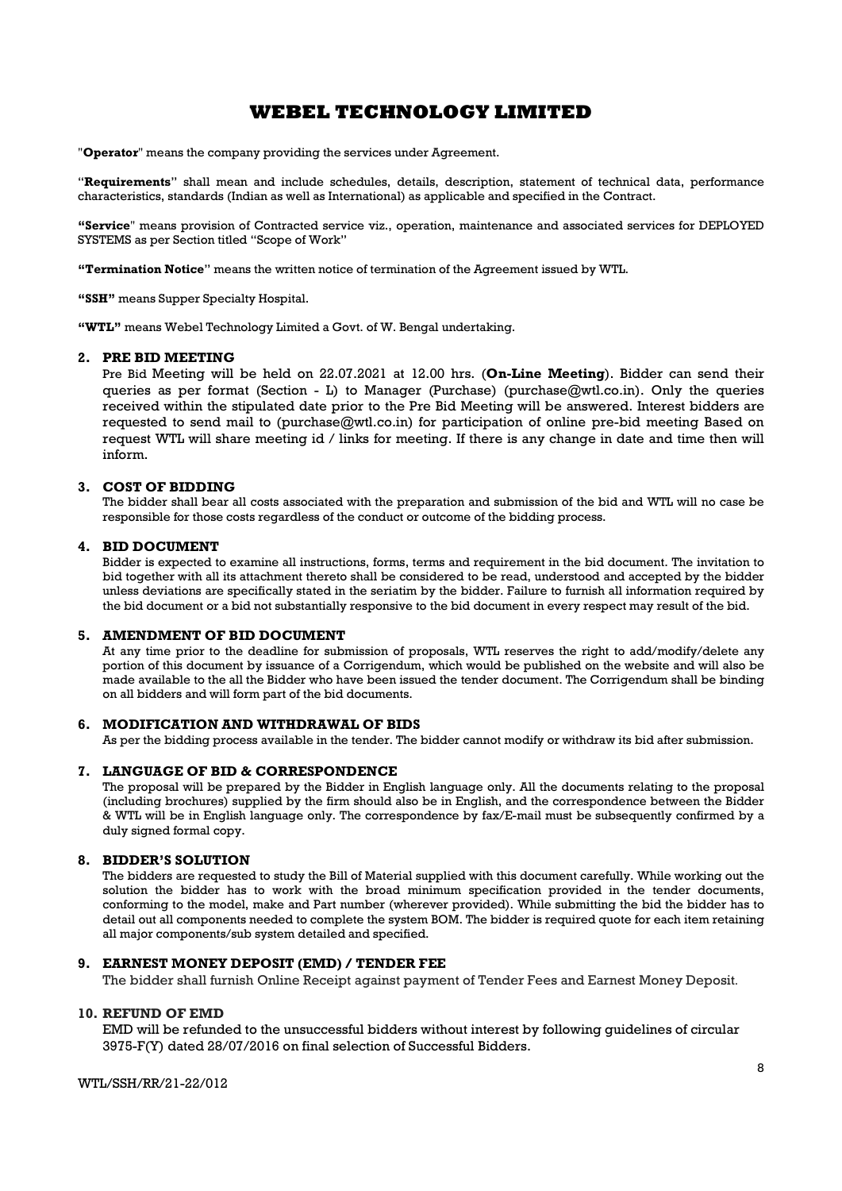"**Operator**" means the company providing the services under Agreement.

"**Requirements**" shall mean and include schedules, details, description, statement of technical data, performance characteristics, standards (Indian as well as International) as applicable and specified in the Contract.

**"Service**" means provision of Contracted service viz., operation, maintenance and associated services for DEPLOYED SYSTEMS as per Section titled "Scope of Work"

**"Termination Notice"** means the written notice of termination of the Agreement issued by WTL.

**"SSH"** means Supper Specialty Hospital.

**"WTL"** means Webel Technology Limited a Govt. of W. Bengal undertaking.

## 2. PRE BID MEETING

Pre Bid Meeting will be held on 22.07.2021 at 12.00 hrs. (**On-Line Meeting**). Bidder can send their queries as per format (Section - L) to Manager (Purchase) (purchase@wtl.co.in). Only the queries received within the stipulated date prior to the Pre Bid Meeting will be answered. Interest bidders are requested to send mail to (purchase@wtl.co.in) for participation of online pre-bid meeting Based on request WTL will share meeting id / links for meeting. If there is any change in date and time then will inform.

## 3. COST OF BIDDING

The bidder shall bear all costs associated with the preparation and submission of the bid and WTL will no case be responsible for those costs regardless of the conduct or outcome of the bidding process.

## 4. BID DOCUMENT

Bidder is expected to examine all instructions, forms, terms and requirement in the bid document. The invitation to bid together with all its attachment thereto shall be considered to be read, understood and accepted by the bidder unless deviations are specifically stated in the seriatim by the bidder. Failure to furnish all information required by the bid document or a bid not substantially responsive to the bid document in every respect may result of the bid.

## 5. AMENDMENT OF BID DOCUMENT

At any time prior to the deadline for submission of proposals, WTL reserves the right to add/modify/delete any portion of this document by issuance of a Corrigendum, which would be published on the website and will also be made available to the all the Bidder who have been issued the tender document. The Corrigendum shall be binding on all bidders and will form part of the bid documents.

## 6. MODIFICATION AND WITHDRAWAL OF BIDS

As per the bidding process available in the tender. The bidder cannot modify or withdraw its bid after submission.

## 7. LANGUAGE OF BID & CORRESPONDENCE

The proposal will be prepared by the Bidder in English language only. All the documents relating to the proposal (including brochures) supplied by the firm should also be in English, and the correspondence between the Bidder & WTL will be in English language only. The correspondence by fax/E-mail must be subsequently confirmed by a duly signed formal copy.

## 8. BIDDER'S SOLUTION

The bidders are requested to study the Bill of Material supplied with this document carefully. While working out the solution the bidder has to work with the broad minimum specification provided in the tender documents, conforming to the model, make and Part number (wherever provided). While submitting the bid the bidder has to detail out all components needed to complete the system BOM. The bidder is required quote for each item retaining all major components/sub system detailed and specified.

## 9. EARNEST MONEY DEPOSIT (EMD) / TENDER FEE

The bidder shall furnish Online Receipt against payment of Tender Fees and Earnest Money Deposit.

## 10. REFUND OF EMD

EMD will be refunded to the unsuccessful bidders without interest by following guidelines of circular 3975-F(Y) dated 28/07/2016 on final selection of Successful Bidders.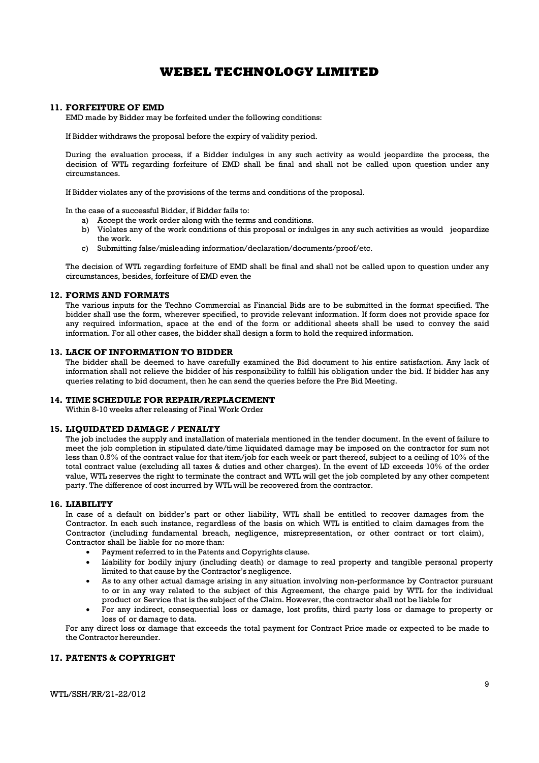# WEBEL TECHNOLOGY LIMITED

## 11. FORFEITURE OF EMD

EMD made by Bidder may be forfeited under the following conditions:

If Bidder withdraws the proposal before the expiry of validity period.

During the evaluation process, if a Bidder indulges in any such activity as would jeopardize the process, the decision of WTL regarding forfeiture of EMD shall be final and shall not be called upon question under any circumstances.

If Bidder violates any of the provisions of the terms and conditions of the proposal.

In the case of a successful Bidder, if Bidder fails to:

a) Accept the work order along with the terms and conditions.
b) Violates any of the work conditions of this proposal or indulges in any such activities as would jeopardize the work.
c) Submitting false/misleading information/declaration/documents/proof/etc.

The decision of WTL regarding forfeiture of EMD shall be final and shall not be called upon to question under any circumstances, besides, forfeiture of EMD even the

## 12. FORMS AND FORMATS

The various inputs for the Techno Commercial as Financial Bids are to be submitted in the format specified. The bidder shall use the form, wherever specified, to provide relevant information. If form does not provide space for any required information, space at the end of the form or additional sheets shall be used to convey the said information. For all other cases, the bidder shall design a form to hold the required information.

## 13. LACK OF INFORMATION TO BIDDER

The bidder shall be deemed to have carefully examined the Bid document to his entire satisfaction. Any lack of information shall not relieve the bidder of his responsibility to fulfill his obligation under the bid. If bidder has any queries relating to bid document, then he can send the queries before the Pre Bid Meeting.

## 14. TIME SCHEDULE FOR REPAIR/REPLACEMENT

Within 8-10 weeks after releasing of Final Work Order

## 15. LIQUIDATED DAMAGE / PENALTY

The job includes the supply and installation of materials mentioned in the tender document. In the event of failure to meet the job completion in stipulated date/time liquidated damage may be imposed on the contractor for sum not less than 0.5% of the contract value for that item/job for each week or part thereof, subject to a ceiling of 10% of the total contract value (excluding all taxes & duties and other charges). In the event of LD exceeds 10% of the order value, WTL reserves the right to terminate the contract and WTL will get the job completed by any other competent party. The difference of cost incurred by WTL will be recovered from the contractor.

## 16. LIABILITY

In case of a default on bidder's part or other liability, WTL shall be entitled to recover damages from the Contractor. In each such instance, regardless of the basis on which WTL is entitled to claim damages from the Contractor (including fundamental breach, negligence, misrepresentation, or other contract or tort claim), Contractor shall be liable for no more than:

- Payment referred to in the Patents and Copyrights clause.
- Liability for bodily injury (including death) or damage to real property and tangible personal property limited to that cause by the Contractor's negligence.
- As to any other actual damage arising in any situation involving non-performance by Contractor pursuant to or in any way related to the subject of this Agreement, the charge paid by WTL for the individual product or Service that is the subject of the Claim. However, the contractor shall not be liable for
- For any indirect, consequential loss or damage, lost profits, third party loss or damage to property or loss of or damage to data.

For any direct loss or damage that exceeds the total payment for Contract Price made or expected to be made to the Contractor hereunder.

## 17. PATENTS & COPYRIGHT

WTL/SSH/RR/21-22/012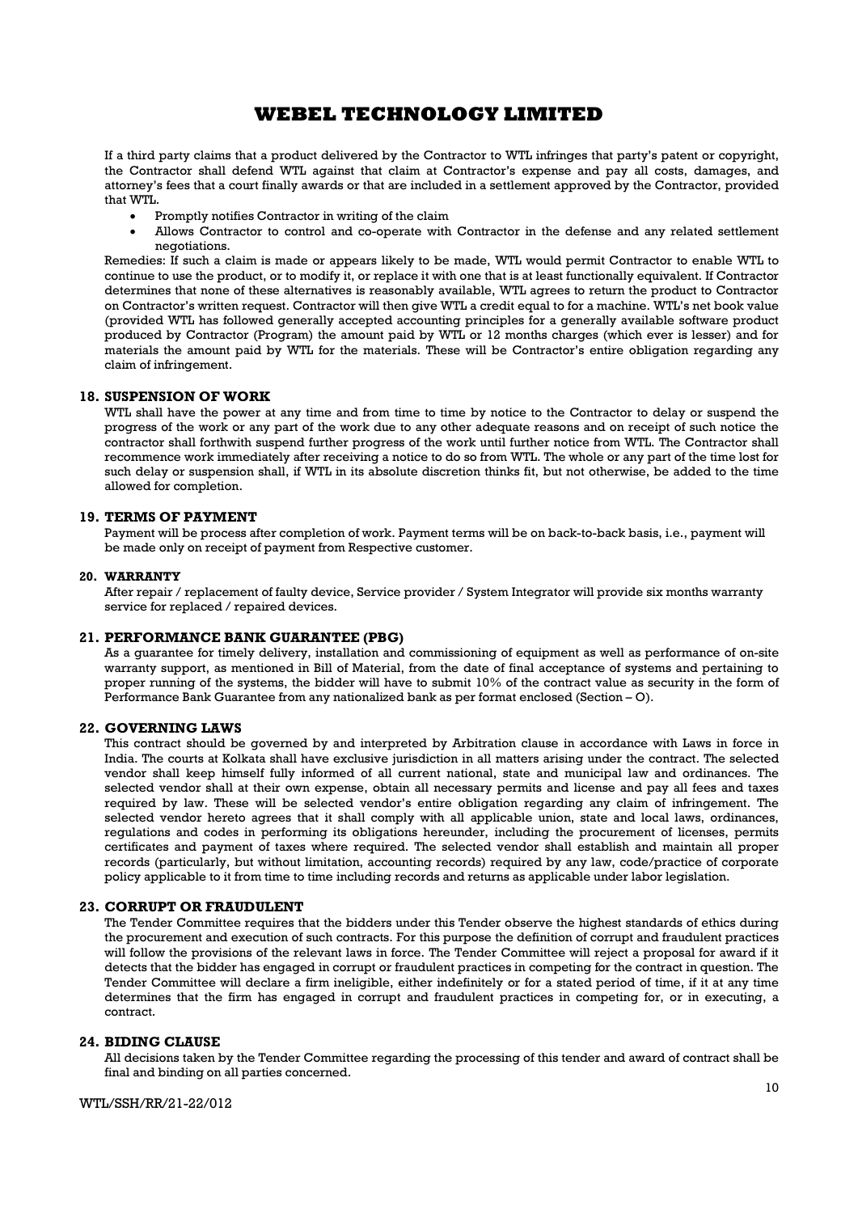If a third party claims that a product delivered by the Contractor to WTL infringes that party's patent or copyright, the Contractor shall defend WTL against that claim at Contractor's expense and pay all costs, damages, and attorney's fees that a court finally awards or that are included in a settlement approved by the Contractor, provided that WTL.

- Promptly notifies Contractor in writing of the claim
- Allows Contractor to control and co-operate with Contractor in the defense and any related settlement negotiations.

Remedies: If such a claim is made or appears likely to be made, WTL would permit Contractor to enable WTL to continue to use the product, or to modify it, or replace it with one that is at least functionally equivalent. If Contractor determines that none of these alternatives is reasonably available, WTL agrees to return the product to Contractor on Contractor's written request. Contractor will then give WTL a credit equal to for a machine. WTL's net book value (provided WTL has followed generally accepted accounting principles for a generally available software product produced by Contractor (Program) the amount paid by WTL or 12 months charges (which ever is lesser) and for materials the amount paid by WTL for the materials. These will be Contractor's entire obligation regarding any claim of infringement.

## 18. SUSPENSION OF WORK

WTL shall have the power at any time and from time to time by notice to the Contractor to delay or suspend the progress of the work or any part of the work due to any other adequate reasons and on receipt of such notice the contractor shall forthwith suspend further progress of the work until further notice from WTL. The Contractor shall recommence work immediately after receiving a notice to do so from WTL. The whole or any part of the time lost for such delay or suspension shall, if WTL in its absolute discretion thinks fit, but not otherwise, be added to the time allowed for completion.

## 19. TERMS OF PAYMENT

Payment will be process after completion of work. Payment terms will be on back-to-back basis, i.e., payment will be made only on receipt of payment from Respective customer.

## 20. WARRANTY

After repair / replacement of faulty device, Service provider / System Integrator will provide six months warranty service for replaced / repaired devices.

## 21. PERFORMANCE BANK GUARANTEE (PBG)

As a guarantee for timely delivery, installation and commissioning of equipment as well as performance of on-site warranty support, as mentioned in Bill of Material, from the date of final acceptance of systems and pertaining to proper running of the systems, the bidder will have to submit 10% of the contract value as security in the form of Performance Bank Guarantee from any nationalized bank as per format enclosed (Section – O).

## 22. GOVERNING LAWS

This contract should be governed by and interpreted by Arbitration clause in accordance with Laws in force in India. The courts at Kolkata shall have exclusive jurisdiction in all matters arising under the contract. The selected vendor shall keep himself fully informed of all current national, state and municipal law and ordinances. The selected vendor shall at their own expense, obtain all necessary permits and license and pay all fees and taxes required by law. These will be selected vendor's entire obligation regarding any claim of infringement. The selected vendor hereto agrees that it shall comply with all applicable union, state and local laws, ordinances, regulations and codes in performing its obligations hereunder, including the procurement of licenses, permits certificates and payment of taxes where required. The selected vendor shall establish and maintain all proper records (particularly, but without limitation, accounting records) required by any law, code/practice of corporate policy applicable to it from time to time including records and returns as applicable under labor legislation.

## 23. CORRUPT OR FRAUDULENT

The Tender Committee requires that the bidders under this Tender observe the highest standards of ethics during the procurement and execution of such contracts. For this purpose the definition of corrupt and fraudulent practices will follow the provisions of the relevant laws in force. The Tender Committee will reject a proposal for award if it detects that the bidder has engaged in corrupt or fraudulent practices in competing for the contract in question. The Tender Committee will declare a firm ineligible, either indefinitely or for a stated period of time, if it at any time determines that the firm has engaged in corrupt and fraudulent practices in competing for, or in executing, a contract.

## 24. BIDING CLAUSE

All decisions taken by the Tender Committee regarding the processing of this tender and award of contract shall be final and binding on all parties concerned.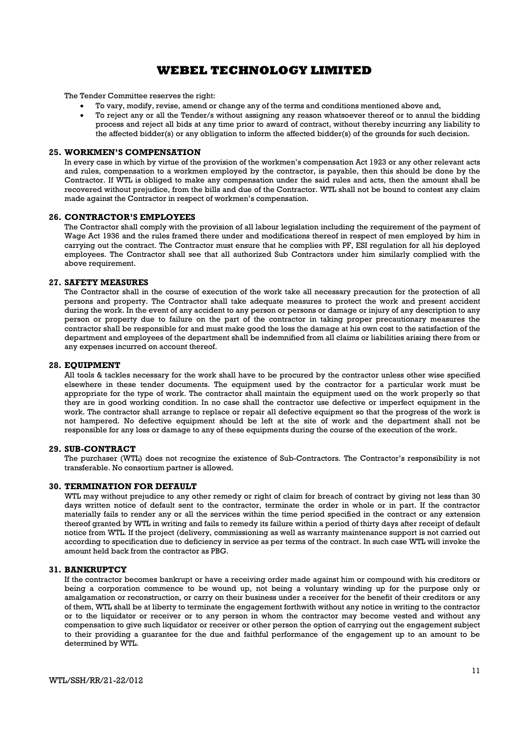The Tender Committee reserves the right:

- To vary, modify, revise, amend or change any of the terms and conditions mentioned above and,
- To reject any or all the Tender/s without assigning any reason whatsoever thereof or to annul the bidding process and reject all bids at any time prior to award of contract, without thereby incurring any liability to the affected bidder(s) or any obligation to inform the affected bidder(s) of the grounds for such decision.

## 25. WORKMEN'S COMPENSATION

In every case in which by virtue of the provision of the workmen's compensation Act 1923 or any other relevant acts and rules, compensation to a workmen employed by the contractor, is payable, then this should be done by the Contractor. If WTL is obliged to make any compensation under the said rules and acts, then the amount shall be recovered without prejudice, from the bills and due of the Contractor. WTL shall not be bound to contest any claim made against the Contractor in respect of workmen's compensation.

## 26. CONTRACTOR'S EMPLOYEES

The Contractor shall comply with the provision of all labour legislation including the requirement of the payment of Wage Act 1936 and the rules framed there under and modifications thereof in respect of men employed by him in carrying out the contract. The Contractor must ensure that he complies with PF, ESI regulation for all his deployed employees. The Contractor shall see that all authorized Sub Contractors under him similarly complied with the above requirement.

## 27. SAFETY MEASURES

The Contractor shall in the course of execution of the work take all necessary precaution for the protection of all persons and property. The Contractor shall take adequate measures to protect the work and present accident during the work. In the event of any accident to any person or persons or damage or injury of any description to any person or property due to failure on the part of the contractor in taking proper precautionary measures the contractor shall be responsible for and must make good the loss the damage at his own cost to the satisfaction of the department and employees of the department shall be indemnified from all claims or liabilities arising there from or any expenses incurred on account thereof.

## 28. EQUIPMENT

All tools & tackles necessary for the work shall have to be procured by the contractor unless other wise specified elsewhere in these tender documents. The equipment used by the contractor for a particular work must be appropriate for the type of work. The contractor shall maintain the equipment used on the work properly so that they are in good working condition. In no case shall the contractor use defective or imperfect equipment in the work. The contractor shall arrange to replace or repair all defective equipment so that the progress of the work is not hampered. No defective equipment should be left at the site of work and the department shall not be responsible for any loss or damage to any of these equipments during the course of the execution of the work.

## 29. SUB-CONTRACT

The purchaser (WTL) does not recognize the existence of Sub-Contractors. The Contractor's responsibility is not transferable. No consortium partner is allowed.

## 30. TERMINATION FOR DEFAULT

WTL may without prejudice to any other remedy or right of claim for breach of contract by giving not less than 30 days written notice of default sent to the contractor, terminate the order in whole or in part. If the contractor materially fails to render any or all the services within the time period specified in the contract or any extension thereof granted by WTL in writing and fails to remedy its failure within a period of thirty days after receipt of default notice from WTL. If the project (delivery, commissioning as well as warranty maintenance support is not carried out according to specification due to deficiency in service as per terms of the contract. In such case WTL will invoke the amount held back from the contractor as PBG.

## 31. BANKRUPTCY

If the contractor becomes bankrupt or have a receiving order made against him or compound with his creditors or being a corporation commence to be wound up, not being a voluntary winding up for the purpose only or amalgamation or reconstruction, or carry on their business under a receiver for the benefit of their creditors or any of them, WTL shall be at liberty to terminate the engagement forthwith without any notice in writing to the contractor or to the liquidator or receiver or to any person in whom the contractor may become vested and without any compensation to give such liquidator or receiver or other person the option of carrying out the engagement subject to their providing a guarantee for the due and faithful performance of the engagement up to an amount to be determined by WTL.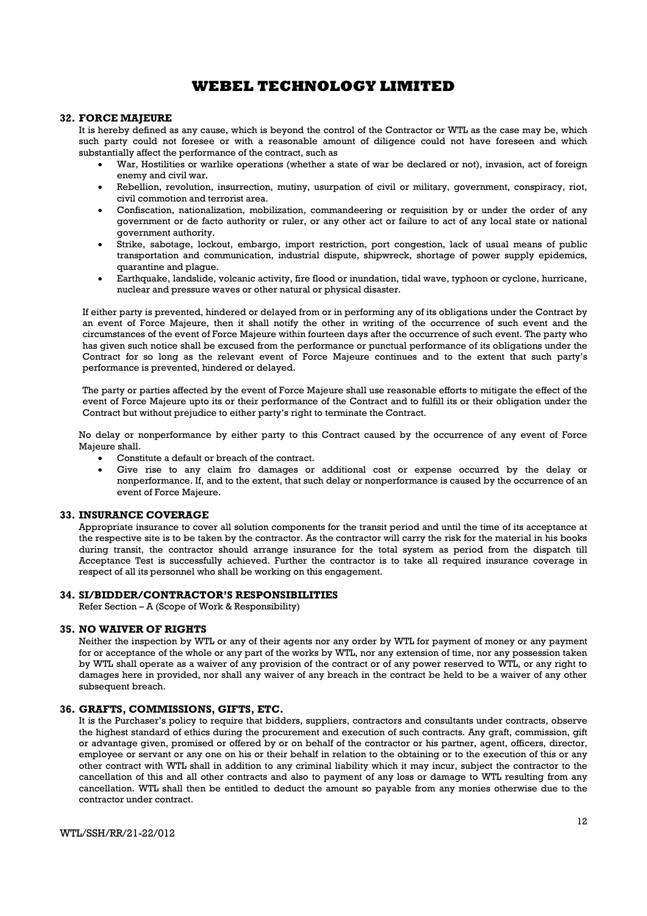## 32. FORCE MAJEURE

It is hereby defined as any cause, which is beyond the control of the Contractor or WTL as the case may be, which such party could not foresee or with a reasonable amount of diligence could not have foreseen and which substantially affect the performance of the contract, such as

- War, Hostilities or warlike operations (whether a state of war be declared or not), invasion, act of foreign enemy and civil war.
- Rebellion, revolution, insurrection, mutiny, usurpation of civil or military, government, conspiracy, riot, civil commotion and terrorist area.
- Confiscation, nationalization, mobilization, commandeering or requisition by or under the order of any government or de facto authority or ruler, or any other act or failure to act of any local state or national government authority.
- Strike, sabotage, lockout, embargo, import restriction, port congestion, lack of usual means of public transportation and communication, industrial dispute, shipwreck, shortage of power supply epidemics, quarantine and plague.
- Earthquake, landslide, volcanic activity, fire flood or inundation, tidal wave, typhoon or cyclone, hurricane, nuclear and pressure waves or other natural or physical disaster.

If either party is prevented, hindered or delayed from or in performing any of its obligations under the Contract by an event of Force Majeure, then it shall notify the other in writing of the occurrence of such event and the circumstances of the event of Force Majeure within fourteen days after the occurrence of such event. The party who has given such notice shall be excused from the performance or punctual performance of its obligations under the Contract for so long as the relevant event of Force Majeure continues and to the extent that such party's performance is prevented, hindered or delayed.

The party or parties affected by the event of Force Majeure shall use reasonable efforts to mitigate the effect of the event of Force Majeure upto its or their performance of the Contract and to fulfill its or their obligation under the Contract but without prejudice to either party's right to terminate the Contract.

No delay or nonperformance by either party to this Contract caused by the occurrence of any event of Force Majeure shall.

- Constitute a default or breach of the contract.
- Give rise to any claim fro damages or additional cost or expense occurred by the delay or nonperformance. If, and to the extent, that such delay or nonperformance is caused by the occurrence of an event of Force Majeure.

## 33. INSURANCE COVERAGE

Appropriate insurance to cover all solution components for the transit period and until the time of its acceptance at the respective site is to be taken by the contractor. As the contractor will carry the risk for the material in his books during transit, the contractor should arrange insurance for the total system as period from the dispatch till Acceptance Test is successfully achieved. Further the contractor is to take all required insurance coverage in respect of all its personnel who shall be working on this engagement.

## 34. SI/BIDDER/CONTRACTOR'S RESPONSIBILITIES

Refer Section – A (Scope of Work & Responsibility)

## 35. NO WAIVER OF RIGHTS

Neither the inspection by WTL or any of their agents nor any order by WTL for payment of money or any payment for or acceptance of the whole or any part of the works by WTL, nor any extension of time, nor any possession taken by WTL shall operate as a waiver of any provision of the contract or of any power reserved to WTL, or any right to damages here in provided, nor shall any waiver of any breach in the contract be held to be a waiver of any other subsequent breach.

## 36. GRAFTS, COMMISSIONS, GIFTS, ETC.

It is the Purchaser's policy to require that bidders, suppliers, contractors and consultants under contracts, observe the highest standard of ethics during the procurement and execution of such contracts. Any graft, commission, gift or advantage given, promised or offered by or on behalf of the contractor or his partner, agent, officers, director, employee or servant or any one on his or their behalf in relation to the obtaining or to the execution of this or any other contract with WTL shall in addition to any criminal liability which it may incur, subject the contractor to the cancellation of this and all other contracts and also to payment of any loss or damage to WTL resulting from any cancellation. WTL shall then be entitled to deduct the amount so payable from any monies otherwise due to the contractor under contract.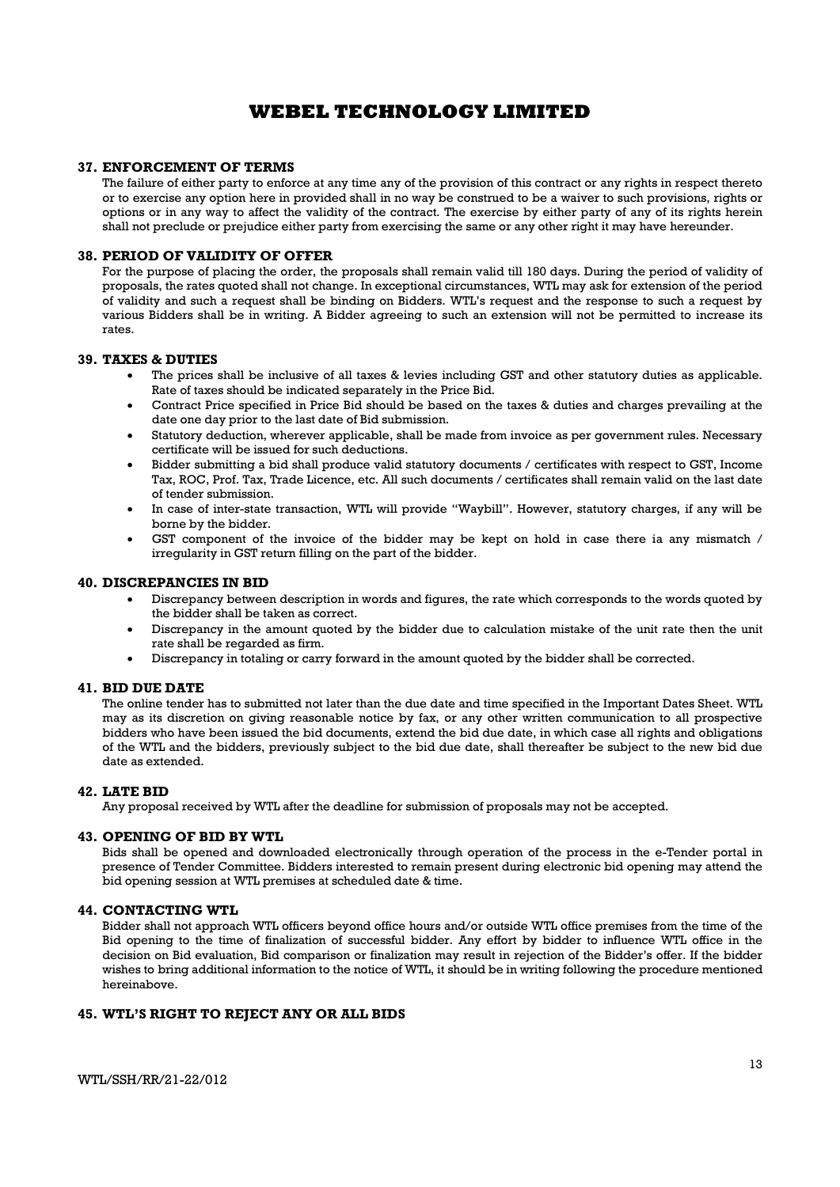### 37. ENFORCEMENT OF TERMS

The failure of either party to enforce at any time any of the provision of this contract or any rights in respect thereto or to exercise any option here in provided shall in no way be construed to be a waiver to such provisions, rights or options or in any way to affect the validity of the contract. The exercise by either party of any of its rights herein shall not preclude or prejudice either party from exercising the same or any other right it may have hereunder.

### 38. PERIOD OF VALIDITY OF OFFER

For the purpose of placing the order, the proposals shall remain valid till 180 days. During the period of validity of proposals, the rates quoted shall not change. In exceptional circumstances, WTL may ask for extension of the period of validity and such a request shall be binding on Bidders. WTL's request and the response to such a request by various Bidders shall be in writing. A Bidder agreeing to such an extension will not be permitted to increase its rates.

### 39. TAXES & DUTIES

- The prices shall be inclusive of all taxes & levies including GST and other statutory duties as applicable. Rate of taxes should be indicated separately in the Price Bid.
- Contract Price specified in Price Bid should be based on the taxes & duties and charges prevailing at the date one day prior to the last date of Bid submission.
- Statutory deduction, wherever applicable, shall be made from invoice as per government rules. Necessary certificate will be issued for such deductions.
- Bidder submitting a bid shall produce valid statutory documents / certificates with respect to GST, Income Tax, ROC, Prof. Tax, Trade Licence, etc. All such documents / certificates shall remain valid on the last date of tender submission.
- In case of inter-state transaction, WTL will provide "Waybill". However, statutory charges, if any will be borne by the bidder.
- GST component of the invoice of the bidder may be kept on hold in case there ia any mismatch / irregularity in GST return filling on the part of the bidder.

### 40. DISCREPANCIES IN BID

- Discrepancy between description in words and figures, the rate which corresponds to the words quoted by the bidder shall be taken as correct.
- Discrepancy in the amount quoted by the bidder due to calculation mistake of the unit rate then the unit rate shall be regarded as firm.
- Discrepancy in totaling or carry forward in the amount quoted by the bidder shall be corrected.

### 41. BID DUE DATE

The online tender has to submitted not later than the due date and time specified in the Important Dates Sheet. WTL may as its discretion on giving reasonable notice by fax, or any other written communication to all prospective bidders who have been issued the bid documents, extend the bid due date, in which case all rights and obligations of the WTL and the bidders, previously subject to the bid due date, shall thereafter be subject to the new bid due date as extended.

### 42. LATE BID

Any proposal received by WTL after the deadline for submission of proposals may not be accepted.

### 43. OPENING OF BID BY WTL

Bids shall be opened and downloaded electronically through operation of the process in the e-Tender portal in presence of Tender Committee. Bidders interested to remain present during electronic bid opening may attend the bid opening session at WTL premises at scheduled date & time.

### 44. CONTACTING WTL

Bidder shall not approach WTL officers beyond office hours and/or outside WTL office premises from the time of the Bid opening to the time of finalization of successful bidder. Any effort by bidder to influence WTL office in the decision on Bid evaluation, Bid comparison or finalization may result in rejection of the Bidder's offer. If the bidder wishes to bring additional information to the notice of WTL, it should be in writing following the procedure mentioned hereinabove.

### 45. WTL'S RIGHT TO REJECT ANY OR ALL BIDS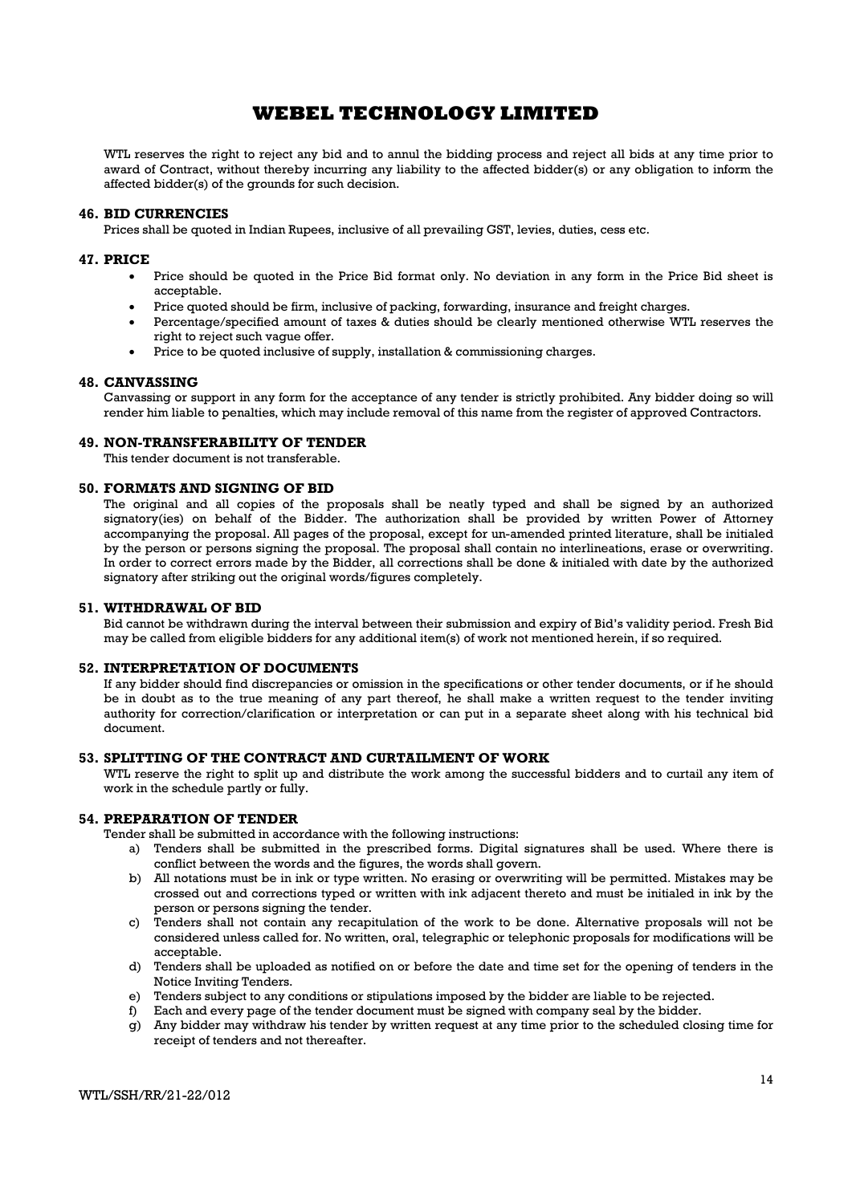WTL reserves the right to reject any bid and to annul the bidding process and reject all bids at any time prior to award of Contract, without thereby incurring any liability to the affected bidder(s) or any obligation to inform the affected bidder(s) of the grounds for such decision.

### 46. BID CURRENCIES

Prices shall be quoted in Indian Rupees, inclusive of all prevailing GST, levies, duties, cess etc.

### 47. PRICE

- Price should be quoted in the Price Bid format only. No deviation in any form in the Price Bid sheet is acceptable.
- Price quoted should be firm, inclusive of packing, forwarding, insurance and freight charges.
- Percentage/specified amount of taxes & duties should be clearly mentioned otherwise WTL reserves the right to reject such vague offer.
- Price to be quoted inclusive of supply, installation & commissioning charges.

### 48. CANVASSING

Canvassing or support in any form for the acceptance of any tender is strictly prohibited. Any bidder doing so will render him liable to penalties, which may include removal of this name from the register of approved Contractors.

### 49. NON-TRANSFERABILITY OF TENDER

This tender document is not transferable.

### 50. FORMATS AND SIGNING OF BID

The original and all copies of the proposals shall be neatly typed and shall be signed by an authorized signatory(ies) on behalf of the Bidder. The authorization shall be provided by written Power of Attorney accompanying the proposal. All pages of the proposal, except for un-amended printed literature, shall be initialed by the person or persons signing the proposal. The proposal shall contain no interlineations, erase or overwriting. In order to correct errors made by the Bidder, all corrections shall be done & initialed with date by the authorized signatory after striking out the original words/figures completely.

### 51. WITHDRAWAL OF BID

Bid cannot be withdrawn during the interval between their submission and expiry of Bid's validity period. Fresh Bid may be called from eligible bidders for any additional item(s) of work not mentioned herein, if so required.

### 52. INTERPRETATION OF DOCUMENTS

If any bidder should find discrepancies or omission in the specifications or other tender documents, or if he should be in doubt as to the true meaning of any part thereof, he shall make a written request to the tender inviting authority for correction/clarification or interpretation or can put in a separate sheet along with his technical bid document.

### 53. SPLITTING OF THE CONTRACT AND CURTAILMENT OF WORK

WTL reserve the right to split up and distribute the work among the successful bidders and to curtail any item of work in the schedule partly or fully.

### 54. PREPARATION OF TENDER

Tender shall be submitted in accordance with the following instructions:

a) Tenders shall be submitted in the prescribed forms. Digital signatures shall be used. Where there is conflict between the words and the figures, the words shall govern.
b) All notations must be in ink or type written. No erasing or overwriting will be permitted. Mistakes may be crossed out and corrections typed or written with ink adjacent thereto and must be initialed in ink by the person or persons signing the tender.
c) Tenders shall not contain any recapitulation of the work to be done. Alternative proposals will not be considered unless called for. No written, oral, telegraphic or telephonic proposals for modifications will be acceptable.
d) Tenders shall be uploaded as notified on or before the date and time set for the opening of tenders in the Notice Inviting Tenders.
e) Tenders subject to any conditions or stipulations imposed by the bidder are liable to be rejected.
f) Each and every page of the tender document must be signed with company seal by the bidder.
g) Any bidder may withdraw his tender by written request at any time prior to the scheduled closing time for receipt of tenders and not thereafter.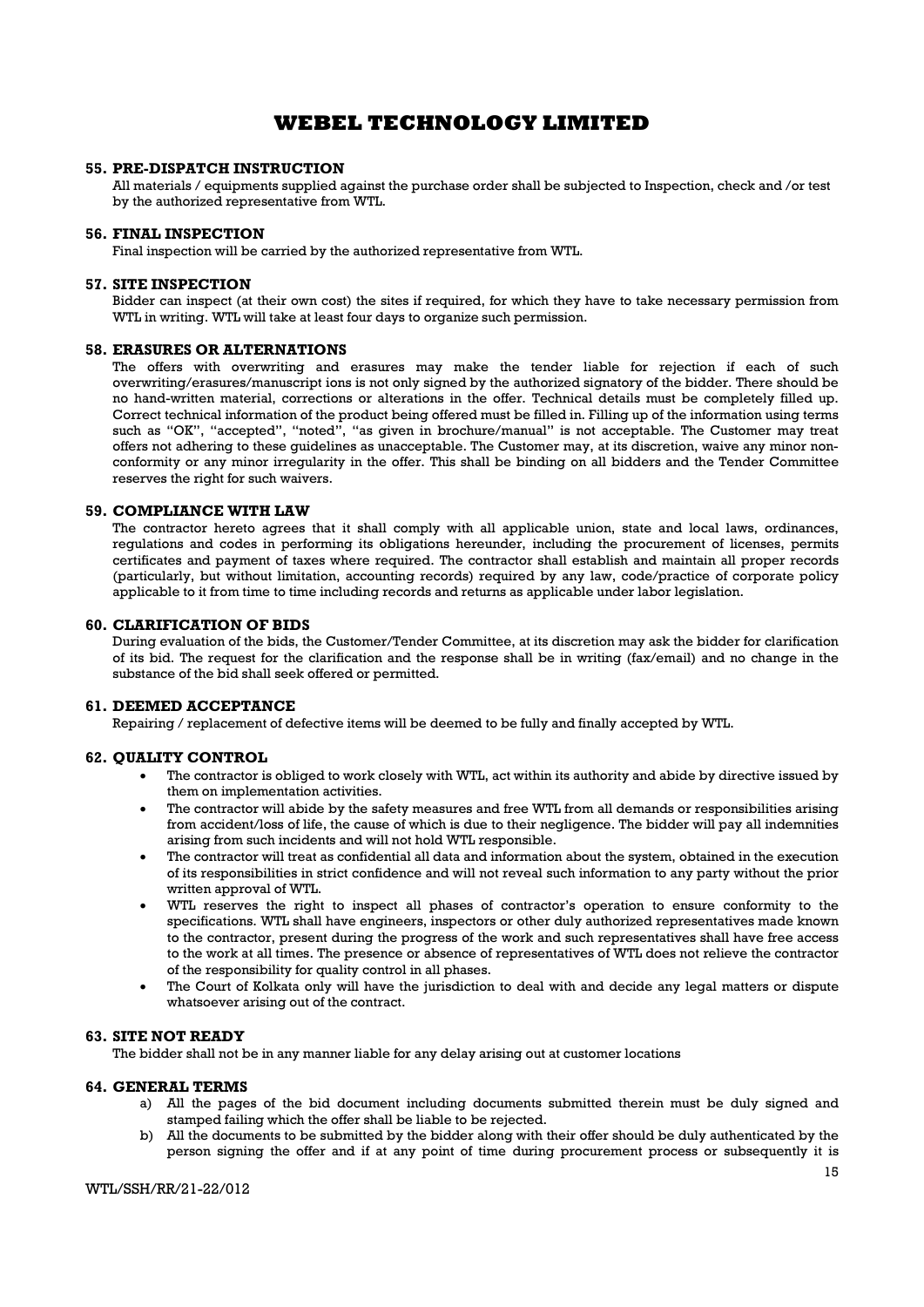# WEBEL TECHNOLOGY LIMITED

### 55. PRE-DISPATCH INSTRUCTION

All materials / equipments supplied against the purchase order shall be subjected to Inspection, check and /or test by the authorized representative from WTL.

### 56. FINAL INSPECTION

Final inspection will be carried by the authorized representative from WTL.

### 57. SITE INSPECTION

Bidder can inspect (at their own cost) the sites if required, for which they have to take necessary permission from WTL in writing. WTL will take at least four days to organize such permission.

### 58. ERASURES OR ALTERNATIONS

The offers with overwriting and erasures may make the tender liable for rejection if each of such overwriting/erasures/manuscript ions is not only signed by the authorized signatory of the bidder. There should be no hand-written material, corrections or alterations in the offer. Technical details must be completely filled up. Correct technical information of the product being offered must be filled in. Filling up of the information using terms such as "OK", "accepted", "noted", "as given in brochure/manual" is not acceptable. The Customer may treat offers not adhering to these guidelines as unacceptable. The Customer may, at its discretion, waive any minor non-conformity or any minor irregularity in the offer. This shall be binding on all bidders and the Tender Committee reserves the right for such waivers.

### 59. COMPLIANCE WITH LAW

The contractor hereto agrees that it shall comply with all applicable union, state and local laws, ordinances, regulations and codes in performing its obligations hereunder, including the procurement of licenses, permits certificates and payment of taxes where required. The contractor shall establish and maintain all proper records (particularly, but without limitation, accounting records) required by any law, code/practice of corporate policy applicable to it from time to time including records and returns as applicable under labor legislation.

### 60. CLARIFICATION OF BIDS

During evaluation of the bids, the Customer/Tender Committee, at its discretion may ask the bidder for clarification of its bid. The request for the clarification and the response shall be in writing (fax/email) and no change in the substance of the bid shall seek offered or permitted.

### 61. DEEMED ACCEPTANCE

Repairing / replacement of defective items will be deemed to be fully and finally accepted by WTL.

### 62. QUALITY CONTROL

- The contractor is obliged to work closely with WTL, act within its authority and abide by directive issued by them on implementation activities.
- The contractor will abide by the safety measures and free WTL from all demands or responsibilities arising from accident/loss of life, the cause of which is due to their negligence. The bidder will pay all indemnities arising from such incidents and will not hold WTL responsible.
- The contractor will treat as confidential all data and information about the system, obtained in the execution of its responsibilities in strict confidence and will not reveal such information to any party without the prior written approval of WTL.
- WTL reserves the right to inspect all phases of contractor's operation to ensure conformity to the specifications. WTL shall have engineers, inspectors or other duly authorized representatives made known to the contractor, present during the progress of the work and such representatives shall have free access to the work at all times. The presence or absence of representatives of WTL does not relieve the contractor of the responsibility for quality control in all phases.
- The Court of Kolkata only will have the jurisdiction to deal with and decide any legal matters or dispute whatsoever arising out of the contract.

### 63. SITE NOT READY

The bidder shall not be in any manner liable for any delay arising out at customer locations

### 64. GENERAL TERMS

a) All the pages of the bid document including documents submitted therein must be duly signed and stamped failing which the offer shall be liable to be rejected.

b) All the documents to be submitted by the bidder along with their offer should be duly authenticated by the person signing the offer and if at any point of time during procurement process or subsequently it is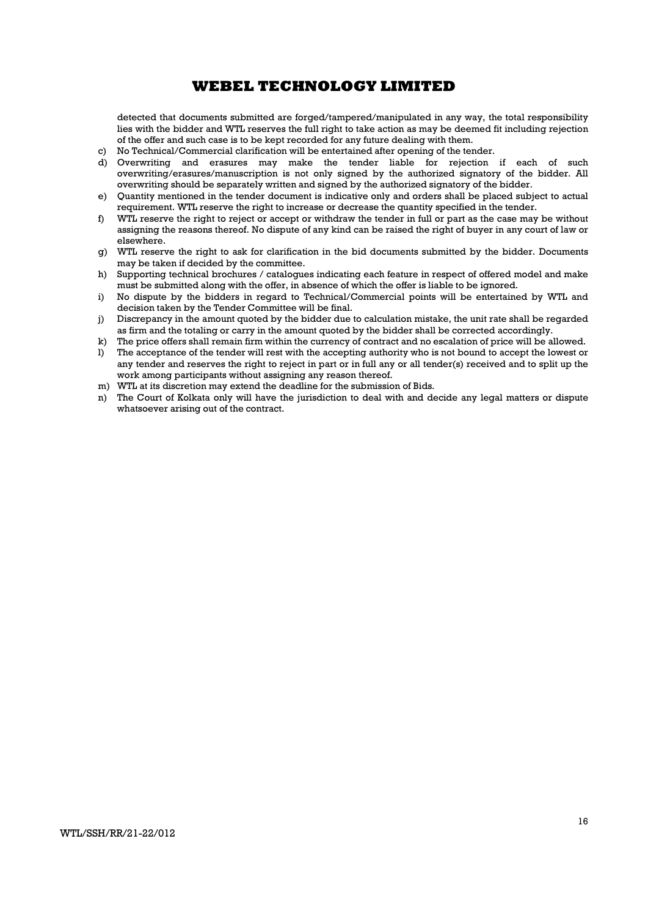detected that documents submitted are forged/tampered/manipulated in any way, the total responsibility lies with the bidder and WTL reserves the full right to take action as may be deemed fit including rejection of the offer and such case is to be kept recorded for any future dealing with them.

c) No Technical/Commercial clarification will be entertained after opening of the tender.
d) Overwriting and erasures may make the tender liable for rejection if each of such overwriting/erasures/manuscription is not only signed by the authorized signatory of the bidder. All overwriting should be separately written and signed by the authorized signatory of the bidder.
e) Quantity mentioned in the tender document is indicative only and orders shall be placed subject to actual requirement. WTL reserve the right to increase or decrease the quantity specified in the tender.
f) WTL reserve the right to reject or accept or withdraw the tender in full or part as the case may be without assigning the reasons thereof. No dispute of any kind can be raised the right of buyer in any court of law or elsewhere.
g) WTL reserve the right to ask for clarification in the bid documents submitted by the bidder. Documents may be taken if decided by the committee.
h) Supporting technical brochures / catalogues indicating each feature in respect of offered model and make must be submitted along with the offer, in absence of which the offer is liable to be ignored.
i) No dispute by the bidders in regard to Technical/Commercial points will be entertained by WTL and decision taken by the Tender Committee will be final.
j) Discrepancy in the amount quoted by the bidder due to calculation mistake, the unit rate shall be regarded as firm and the totaling or carry in the amount quoted by the bidder shall be corrected accordingly.
k) The price offers shall remain firm within the currency of contract and no escalation of price will be allowed.
l) The acceptance of the tender will rest with the accepting authority who is not bound to accept the lowest or any tender and reserves the right to reject in part or in full any or all tender(s) received and to split up the work among participants without assigning any reason thereof.
m) WTL at its discretion may extend the deadline for the submission of Bids.
n) The Court of Kolkata only will have the jurisdiction to deal with and decide any legal matters or dispute whatsoever arising out of the contract.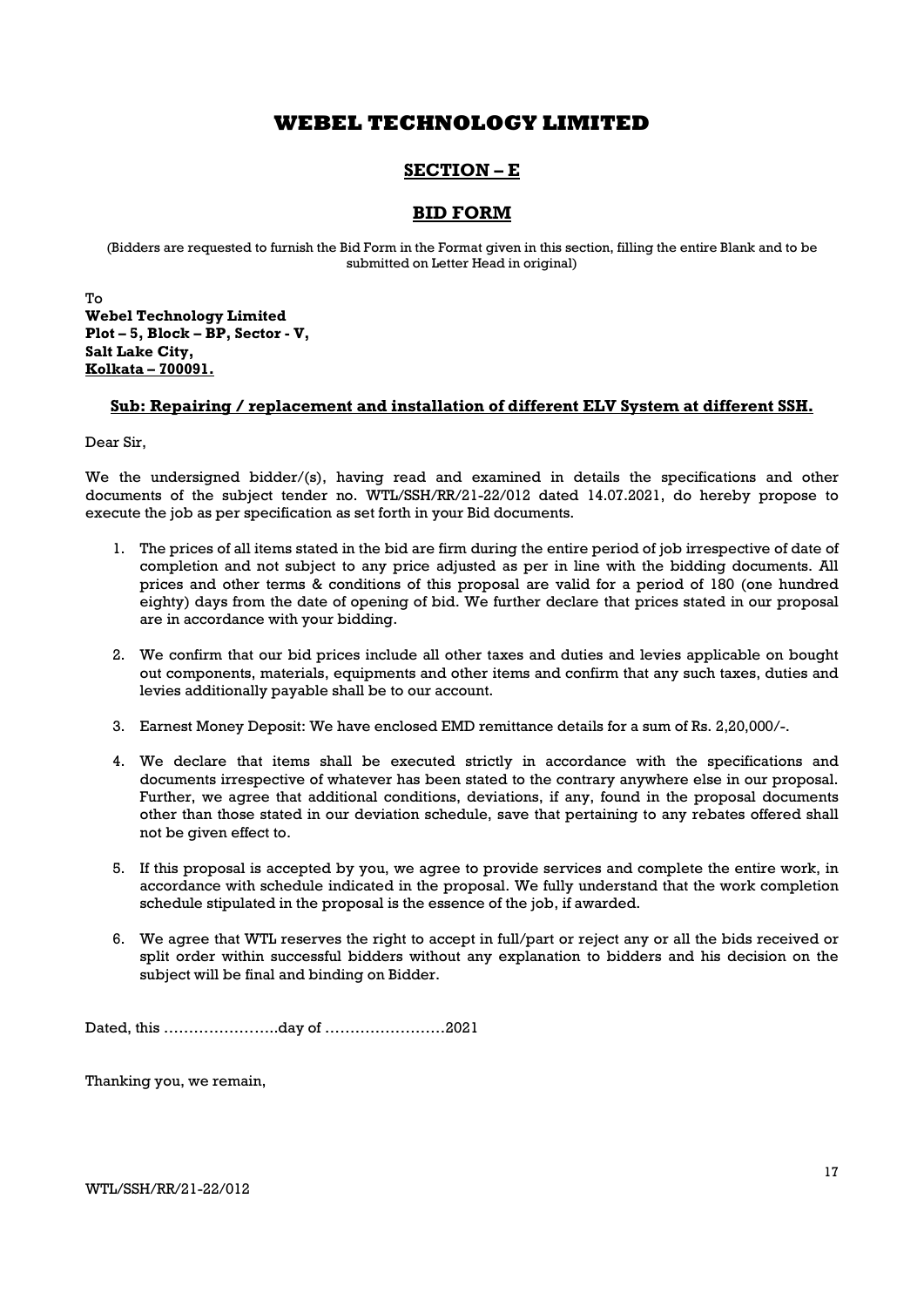# WEBEL TECHNOLOGY LIMITED

## SECTION – E

## BID FORM

(Bidders are requested to furnish the Bid Form in the Format given in this section, filling the entire Blank and to be submitted on Letter Head in original)

To
**Webel Technology Limited**
**Plot – 5, Block – BP, Sector - V,**
**Salt Lake City,**
**Kolkata – 700091.**

**Sub: Repairing / replacement and installation of different ELV System at different SSH.**

Dear Sir,

We the undersigned bidder/(s), having read and examined in details the specifications and other documents of the subject tender no. WTL/SSH/RR/21-22/012 dated 14.07.2021, do hereby propose to execute the job as per specification as set forth in your Bid documents.

1. The prices of all items stated in the bid are firm during the entire period of job irrespective of date of completion and not subject to any price adjusted as per in line with the bidding documents. All prices and other terms & conditions of this proposal are valid for a period of 180 (one hundred eighty) days from the date of opening of bid. We further declare that prices stated in our proposal are in accordance with your bidding.

2. We confirm that our bid prices include all other taxes and duties and levies applicable on bought out components, materials, equipments and other items and confirm that any such taxes, duties and levies additionally payable shall be to our account.

3. Earnest Money Deposit: We have enclosed EMD remittance details for a sum of Rs. 2,20,000/-.

4. We declare that items shall be executed strictly in accordance with the specifications and documents irrespective of whatever has been stated to the contrary anywhere else in our proposal. Further, we agree that additional conditions, deviations, if any, found in the proposal documents other than those stated in our deviation schedule, save that pertaining to any rebates offered shall not be given effect to.

5. If this proposal is accepted by you, we agree to provide services and complete the entire work, in accordance with schedule indicated in the proposal. We fully understand that the work completion schedule stipulated in the proposal is the essence of the job, if awarded.

6. We agree that WTL reserves the right to accept in full/part or reject any or all the bids received or split order within successful bidders without any explanation to bidders and his decision on the subject will be final and binding on Bidder.

Dated, this …………………..day of ……………………2021

Thanking you, we remain,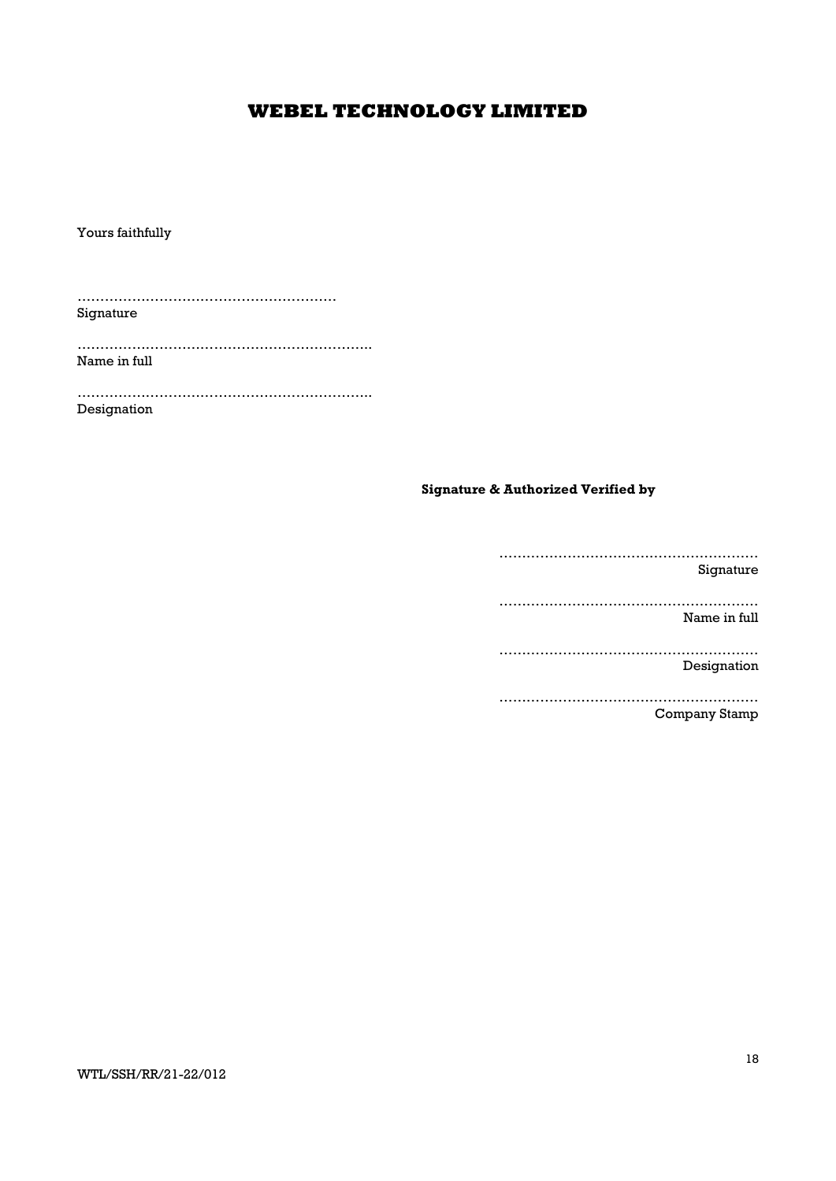Yours faithfully

…………………………………………………
Signature

………………………………………………………..
Name in full

………………………………………………………..
Designation

**Signature & Authorized Verified by**

…………………………………………………
Signature

…………………………………………………
Name in full

…………………………………………………
Designation

…………………………………………………
Company Stamp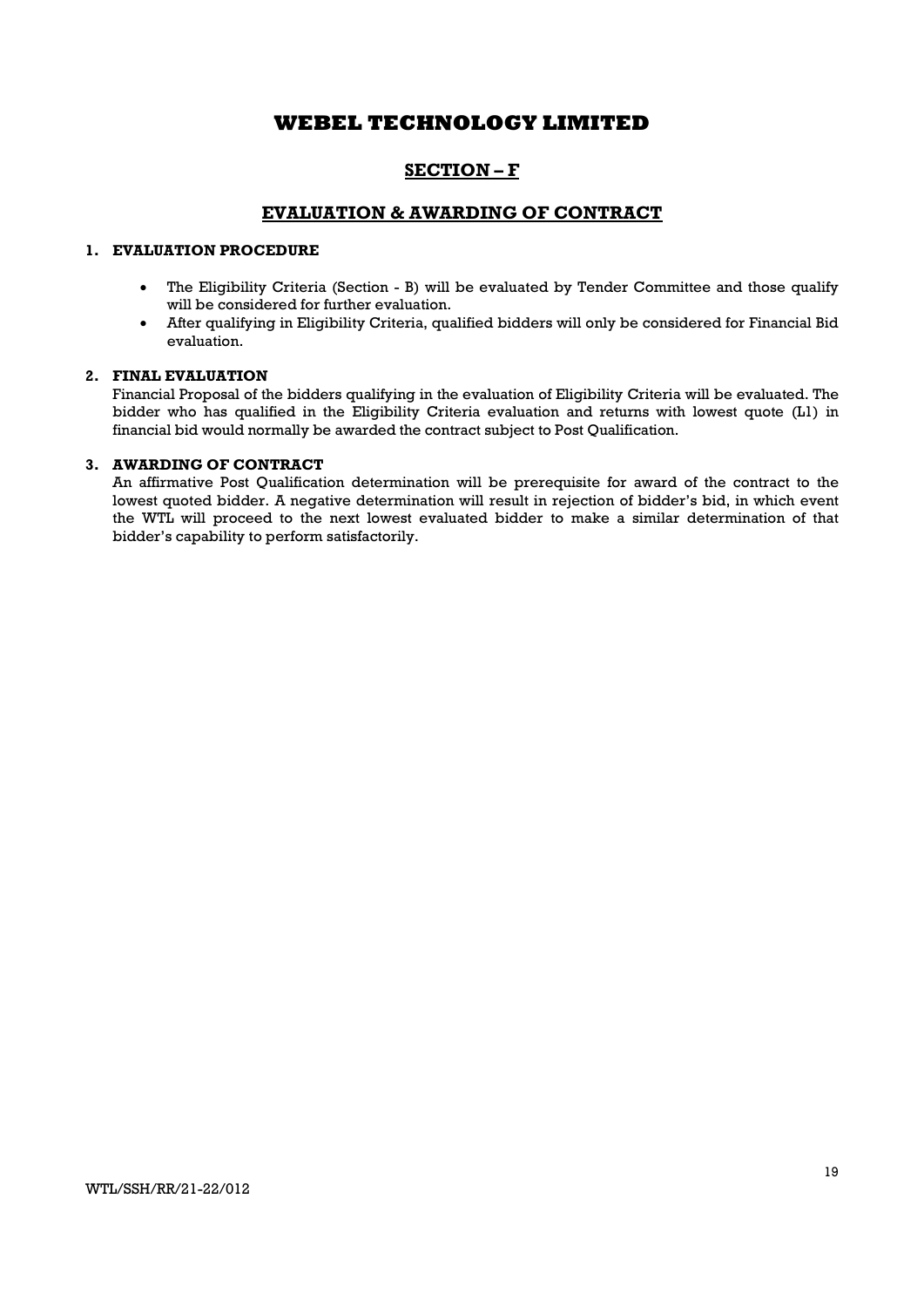# WEBEL TECHNOLOGY LIMITED

## SECTION – F

## EVALUATION & AWARDING OF CONTRACT

### 1. EVALUATION PROCEDURE

- The Eligibility Criteria (Section - B) will be evaluated by Tender Committee and those qualify will be considered for further evaluation.
- After qualifying in Eligibility Criteria, qualified bidders will only be considered for Financial Bid evaluation.

### 2. FINAL EVALUATION

Financial Proposal of the bidders qualifying in the evaluation of Eligibility Criteria will be evaluated. The bidder who has qualified in the Eligibility Criteria evaluation and returns with lowest quote (L1) in financial bid would normally be awarded the contract subject to Post Qualification.

### 3. AWARDING OF CONTRACT

An affirmative Post Qualification determination will be prerequisite for award of the contract to the lowest quoted bidder. A negative determination will result in rejection of bidder's bid, in which event the WTL will proceed to the next lowest evaluated bidder to make a similar determination of that bidder's capability to perform satisfactorily.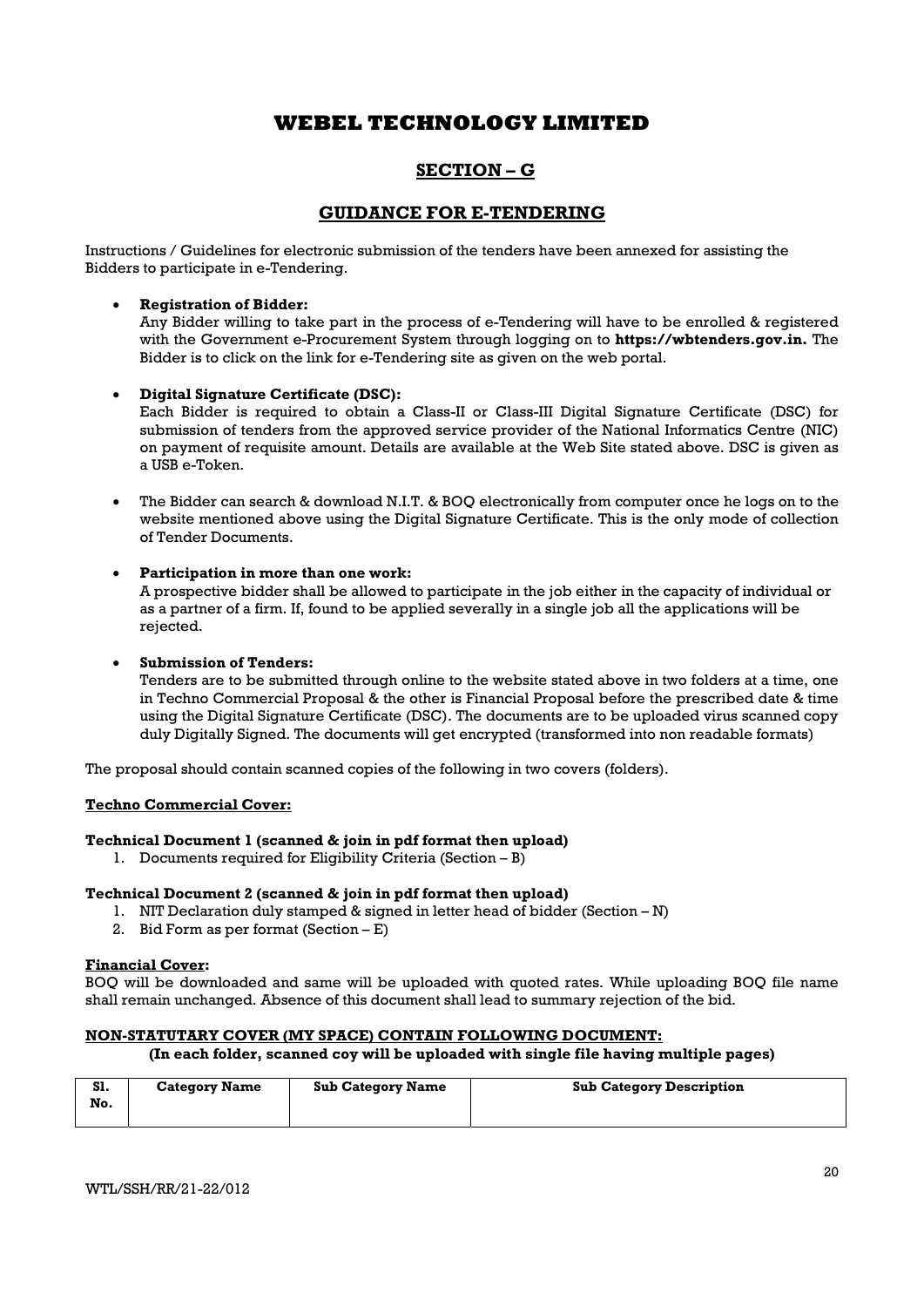# WEBEL TECHNOLOGY LIMITED

## SECTION – G

## GUIDANCE FOR E-TENDERING

Instructions / Guidelines for electronic submission of the tenders have been annexed for assisting the Bidders to participate in e-Tendering.

- **Registration of Bidder:**
  Any Bidder willing to take part in the process of e-Tendering will have to be enrolled & registered with the Government e-Procurement System through logging on to **https://wbtenders.gov.in.** The Bidder is to click on the link for e-Tendering site as given on the web portal.

- **Digital Signature Certificate (DSC):**
  Each Bidder is required to obtain a Class-II or Class-III Digital Signature Certificate (DSC) for submission of tenders from the approved service provider of the National Informatics Centre (NIC) on payment of requisite amount. Details are available at the Web Site stated above. DSC is given as a USB e-Token.

- The Bidder can search & download N.I.T. & BOQ electronically from computer once he logs on to the website mentioned above using the Digital Signature Certificate. This is the only mode of collection of Tender Documents.

- **Participation in more than one work:**
  A prospective bidder shall be allowed to participate in the job either in the capacity of individual or as a partner of a firm. If, found to be applied severally in a single job all the applications will be rejected.

- **Submission of Tenders:**
  Tenders are to be submitted through online to the website stated above in two folders at a time, one in Techno Commercial Proposal & the other is Financial Proposal before the prescribed date & time using the Digital Signature Certificate (DSC). The documents are to be uploaded virus scanned copy duly Digitally Signed. The documents will get encrypted (transformed into non readable formats)

The proposal should contain scanned copies of the following in two covers (folders).

**Techno Commercial Cover:**

**Technical Document 1 (scanned & join in pdf format then upload)**

1. Documents required for Eligibility Criteria (Section – B)

**Technical Document 2 (scanned & join in pdf format then upload)**

1. NIT Declaration duly stamped & signed in letter head of bidder (Section – N)
2. Bid Form as per format (Section – E)

**Financial Cover:**
BOQ will be downloaded and same will be uploaded with quoted rates. While uploading BOQ file name shall remain unchanged. Absence of this document shall lead to summary rejection of the bid.

**NON-STATUTARY COVER (MY SPACE) CONTAIN FOLLOWING DOCUMENT:**

**(In each folder, scanned coy will be uploaded with single file having multiple pages)**

| Sl. No. | Category Name | Sub Category Name | Sub Category Description |
|---|---|---|---|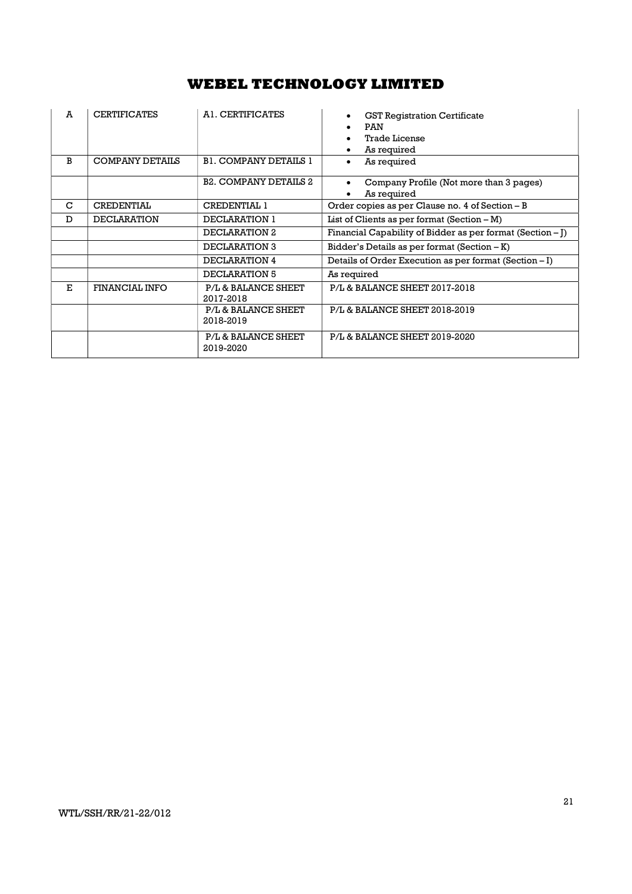# WEBEL TECHNOLOGY LIMITED

| | | | |
|---|---|---|---|
| A | CERTIFICATES | A1. CERTIFICATES | • GST Registration Certificate<br>• PAN<br>• Trade License<br>• As required |
| B | COMPANY DETAILS | B1. COMPANY DETAILS 1 | • As required |
| | | B2. COMPANY DETAILS 2 | • Company Profile (Not more than 3 pages)<br>• As required |
| C | CREDENTIAL | CREDENTIAL 1 | Order copies as per Clause no. 4 of Section – B |
| D | DECLARATION | DECLARATION 1 | List of Clients as per format (Section – M) |
| | | DECLARATION 2 | Financial Capability of Bidder as per format (Section – J) |
| | | DECLARATION 3 | Bidder's Details as per format (Section – K) |
| | | DECLARATION 4 | Details of Order Execution as per format (Section – I) |
| | | DECLARATION 5 | As required |
| E | FINANCIAL INFO | P/L & BALANCE SHEET 2017-2018 | P/L & BALANCE SHEET 2017-2018 |
| | | P/L & BALANCE SHEET 2018-2019 | P/L & BALANCE SHEET 2018-2019 |
| | | P/L & BALANCE SHEET 2019-2020 | P/L & BALANCE SHEET 2019-2020 |

WTL/SSH/RR/21-22/012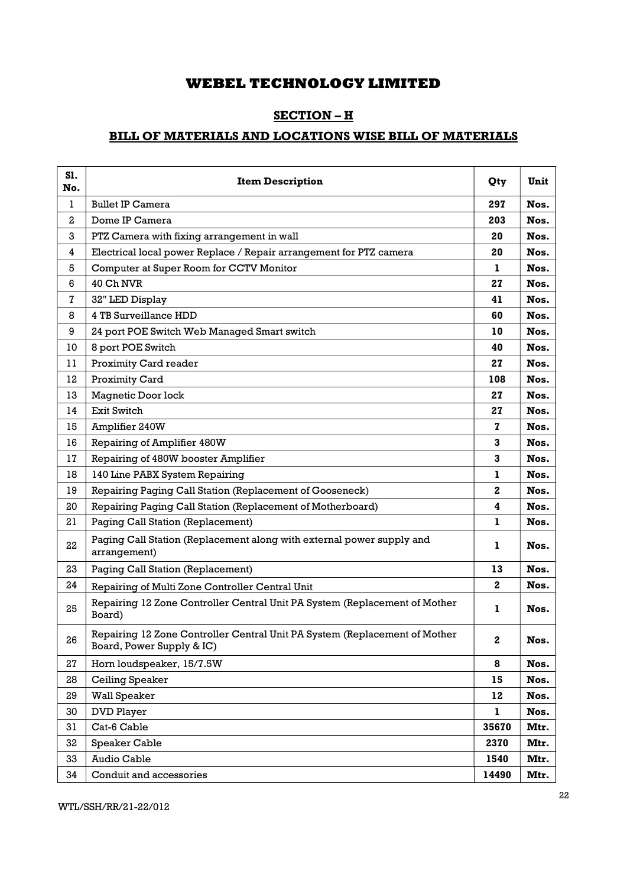# WEBEL TECHNOLOGY LIMITED

## SECTION – H

## BILL OF MATERIALS AND LOCATIONS WISE BILL OF MATERIALS

| Sl. No. | Item Description | Qty | Unit |
|---|---|---|---|
| 1 | Bullet IP Camera | **297** | **Nos.** |
| 2 | Dome IP Camera | **203** | **Nos.** |
| 3 | PTZ Camera with fixing arrangement in wall | **20** | **Nos.** |
| 4 | Electrical local power Replace / Repair arrangement for PTZ camera | **20** | **Nos.** |
| 5 | Computer at Super Room for CCTV Monitor | **1** | **Nos.** |
| 6 | 40 Ch NVR | **27** | **Nos.** |
| 7 | 32" LED Display | **41** | **Nos.** |
| 8 | 4 TB Surveillance HDD | **60** | **Nos.** |
| 9 | 24 port POE Switch Web Managed Smart switch | **10** | **Nos.** |
| 10 | 8 port POE Switch | **40** | **Nos.** |
| 11 | Proximity Card reader | **27** | **Nos.** |
| 12 | Proximity Card | **108** | **Nos.** |
| 13 | Magnetic Door lock | **27** | **Nos.** |
| 14 | Exit Switch | **27** | **Nos.** |
| 15 | Amplifier 240W | **7** | **Nos.** |
| 16 | Repairing of Amplifier 480W | **3** | **Nos.** |
| 17 | Repairing of 480W booster Amplifier | **3** | **Nos.** |
| 18 | 140 Line PABX System Repairing | **1** | **Nos.** |
| 19 | Repairing Paging Call Station (Replacement of Gooseneck) | **2** | **Nos.** |
| 20 | Repairing Paging Call Station (Replacement of Motherboard) | **4** | **Nos.** |
| 21 | Paging Call Station (Replacement) | **1** | **Nos.** |
| 22 | Paging Call Station (Replacement along with external power supply and arrangement) | **1** | **Nos.** |
| 23 | Paging Call Station (Replacement) | **13** | **Nos.** |
| 24 | Repairing of Multi Zone Controller Central Unit | **2** | **Nos.** |
| 25 | Repairing 12 Zone Controller Central Unit PA System (Replacement of Mother Board) | **1** | **Nos.** |
| 26 | Repairing 12 Zone Controller Central Unit PA System (Replacement of Mother Board, Power Supply & IC) | **2** | **Nos.** |
| 27 | Horn loudspeaker, 15/7.5W | **8** | **Nos.** |
| 28 | Ceiling Speaker | **15** | **Nos.** |
| 29 | Wall Speaker | **12** | **Nos.** |
| 30 | DVD Player | **1** | **Nos.** |
| 31 | Cat-6 Cable | **35670** | **Mtr.** |
| 32 | Speaker Cable | **2370** | **Mtr.** |
| 33 | Audio Cable | **1540** | **Mtr.** |
| 34 | Conduit and accessories | **14490** | **Mtr.** |

WTL/SSH/RR/21-22/012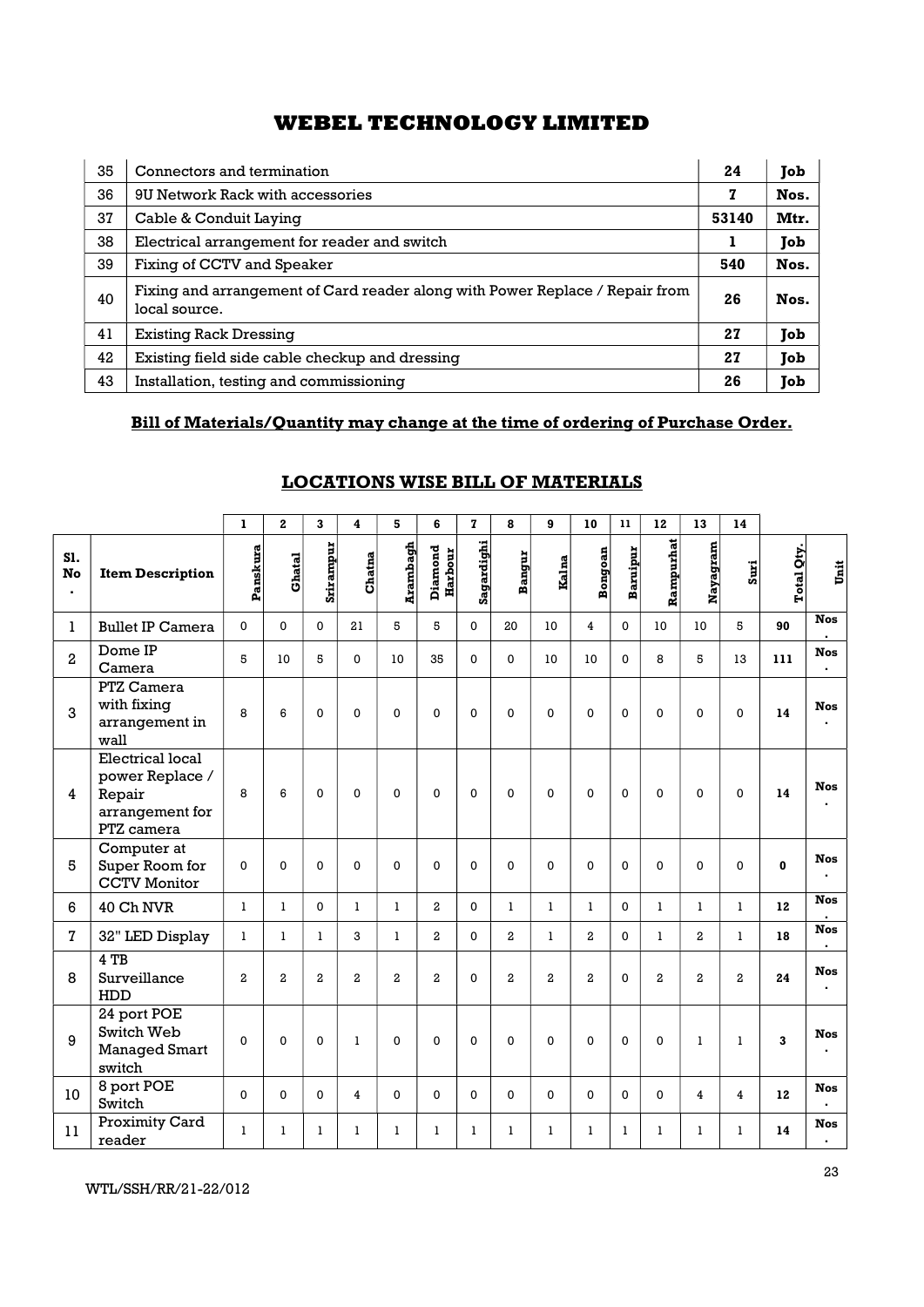# WEBEL TECHNOLOGY LIMITED

| 35 | Connectors and termination | 24 | Job |
|---|---|---|---|
| 36 | 9U Network Rack with accessories | 7 | Nos. |
| 37 | Cable & Conduit Laying | 53140 | Mtr. |
| 38 | Electrical arrangement for reader and switch | 1 | Job |
| 39 | Fixing of CCTV and Speaker | 540 | Nos. |
| 40 | Fixing and arrangement of Card reader along with Power Replace / Repair from local source. | 26 | Nos. |
| 41 | Existing Rack Dressing | 27 | Job |
| 42 | Existing field side cable checkup and dressing | 27 | Job |
| 43 | Installation, testing and commissioning | 26 | Job |

**Bill of Materials/Quantity may change at the time of ordering of Purchase Order.**

## LOCATIONS WISE BILL OF MATERIALS

| | | 1 | 2 | 3 | 4 | 5 | 6 | 7 | 8 | 9 | 10 | 11 | 12 | 13 | 14 | | |
|---|---|---|---|---|---|---|---|---|---|---|---|---|---|---|---|---|---|
| Sl. No. | Item Description | Panskura | Ghatal | Srirampur | Chatna | Arambagh | Diamond Harbour | Sagardighi | Bangur | Kalna | Bongoan | Baruipur | Rampurhat | Nayagram | Suri | Total Qty. | Unit |
| 1 | Bullet IP Camera | 0 | 0 | 0 | 21 | 5 | 5 | 0 | 20 | 10 | 4 | 0 | 10 | 10 | 5 | 90 | Nos. |
| 2 | Dome IP Camera | 5 | 10 | 5 | 0 | 10 | 35 | 0 | 0 | 10 | 10 | 0 | 8 | 5 | 13 | 111 | Nos. |
| 3 | PTZ Camera with fixing arrangement in wall | 8 | 6 | 0 | 0 | 0 | 0 | 0 | 0 | 0 | 0 | 0 | 0 | 0 | 0 | 14 | Nos. |
| 4 | Electrical local power Replace / Repair arrangement for PTZ camera | 8 | 6 | 0 | 0 | 0 | 0 | 0 | 0 | 0 | 0 | 0 | 0 | 0 | 0 | 14 | Nos. |
| 5 | Computer at Super Room for CCTV Monitor | 0 | 0 | 0 | 0 | 0 | 0 | 0 | 0 | 0 | 0 | 0 | 0 | 0 | 0 | 0 | Nos. |
| 6 | 40 Ch NVR | 1 | 1 | 0 | 1 | 1 | 2 | 0 | 1 | 1 | 1 | 0 | 1 | 1 | 1 | 12 | Nos. |
| 7 | 32" LED Display | 1 | 1 | 1 | 3 | 1 | 2 | 0 | 2 | 1 | 2 | 0 | 1 | 2 | 1 | 18 | Nos. |
| 8 | 4 TB Surveillance HDD | 2 | 2 | 2 | 2 | 2 | 2 | 0 | 2 | 2 | 2 | 0 | 2 | 2 | 2 | 24 | Nos. |
| 9 | 24 port POE Switch Web Managed Smart switch | 0 | 0 | 0 | 1 | 0 | 0 | 0 | 0 | 0 | 0 | 0 | 0 | 1 | 1 | 3 | Nos. |
| 10 | 8 port POE Switch | 0 | 0 | 0 | 4 | 0 | 0 | 0 | 0 | 0 | 0 | 0 | 0 | 4 | 4 | 12 | Nos. |
| 11 | Proximity Card reader | 1 | 1 | 1 | 1 | 1 | 1 | 1 | 1 | 1 | 1 | 1 | 1 | 1 | 1 | 14 | Nos. |

WTL/SSH/RR/21-22/012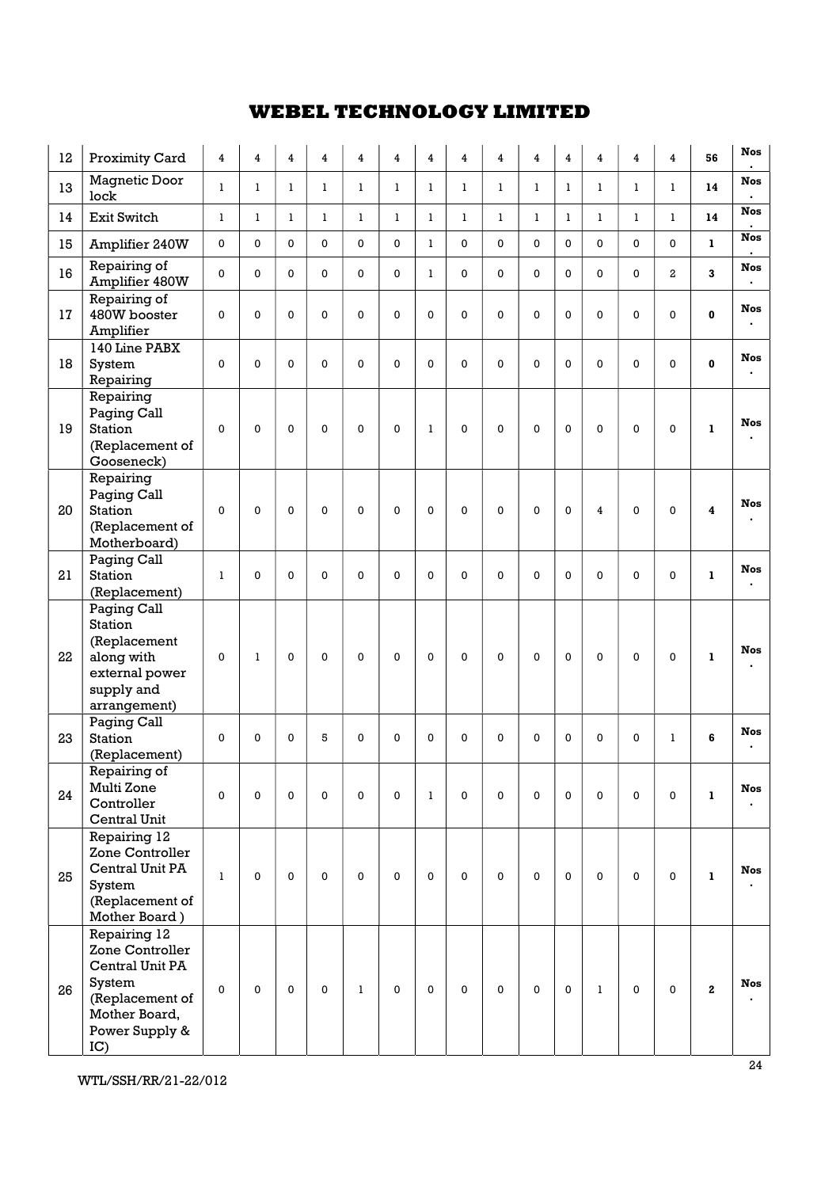# WEBEL TECHNOLOGY LIMITED

| 12 | Proximity Card | 4 | 4 | 4 | 4 | 4 | 4 | 4 | 4 | 4 | 4 | 4 | 4 | 4 | 4 | **56** | **Nos.** |
|---|---|---|---|---|---|---|---|---|---|---|---|---|---|---|---|---|---|
| 13 | Magnetic Door lock | 1 | 1 | 1 | 1 | 1 | 1 | 1 | 1 | 1 | 1 | 1 | 1 | 1 | 1 | **14** | **Nos.** |
| 14 | Exit Switch | 1 | 1 | 1 | 1 | 1 | 1 | 1 | 1 | 1 | 1 | 1 | 1 | 1 | 1 | **14** | **Nos.** |
| 15 | Amplifier 240W | 0 | 0 | 0 | 0 | 0 | 0 | 1 | 0 | 0 | 0 | 0 | 0 | 0 | 0 | **1** | **Nos.** |
| 16 | Repairing of Amplifier 480W | 0 | 0 | 0 | 0 | 0 | 0 | 1 | 0 | 0 | 0 | 0 | 0 | 0 | 2 | **3** | **Nos.** |
| 17 | Repairing of 480W booster Amplifier | 0 | 0 | 0 | 0 | 0 | 0 | 0 | 0 | 0 | 0 | 0 | 0 | 0 | 0 | **0** | **Nos.** |
| 18 | 140 Line PABX System Repairing | 0 | 0 | 0 | 0 | 0 | 0 | 0 | 0 | 0 | 0 | 0 | 0 | 0 | 0 | **0** | **Nos.** |
| 19 | Repairing Paging Call Station (Replacement of Gooseneck) | 0 | 0 | 0 | 0 | 0 | 0 | 1 | 0 | 0 | 0 | 0 | 0 | 0 | 0 | **1** | **Nos.** |
| 20 | Repairing Paging Call Station (Replacement of Motherboard) | 0 | 0 | 0 | 0 | 0 | 0 | 0 | 0 | 0 | 0 | 0 | 4 | 0 | 0 | **4** | **Nos.** |
| 21 | Paging Call Station (Replacement) | 1 | 0 | 0 | 0 | 0 | 0 | 0 | 0 | 0 | 0 | 0 | 0 | 0 | 0 | **1** | **Nos.** |
| 22 | Paging Call Station (Replacement along with external power supply and arrangement) | 0 | 1 | 0 | 0 | 0 | 0 | 0 | 0 | 0 | 0 | 0 | 0 | 0 | 0 | **1** | **Nos.** |
| 23 | Paging Call Station (Replacement) | 0 | 0 | 0 | 5 | 0 | 0 | 0 | 0 | 0 | 0 | 0 | 0 | 0 | 1 | **6** | **Nos.** |
| 24 | Repairing of Multi Zone Controller Central Unit | 0 | 0 | 0 | 0 | 0 | 0 | 1 | 0 | 0 | 0 | 0 | 0 | 0 | 0 | **1** | **Nos.** |
| 25 | Repairing 12 Zone Controller Central Unit PA System (Replacement of Mother Board ) | 1 | 0 | 0 | 0 | 0 | 0 | 0 | 0 | 0 | 0 | 0 | 0 | 0 | 0 | **1** | **Nos.** |
| 26 | Repairing 12 Zone Controller Central Unit PA System (Replacement of Mother Board, Power Supply & IC) | 0 | 0 | 0 | 0 | 1 | 0 | 0 | 0 | 0 | 0 | 0 | 1 | 0 | 0 | **2** | **Nos.** |

WTL/SSH/RR/21-22/012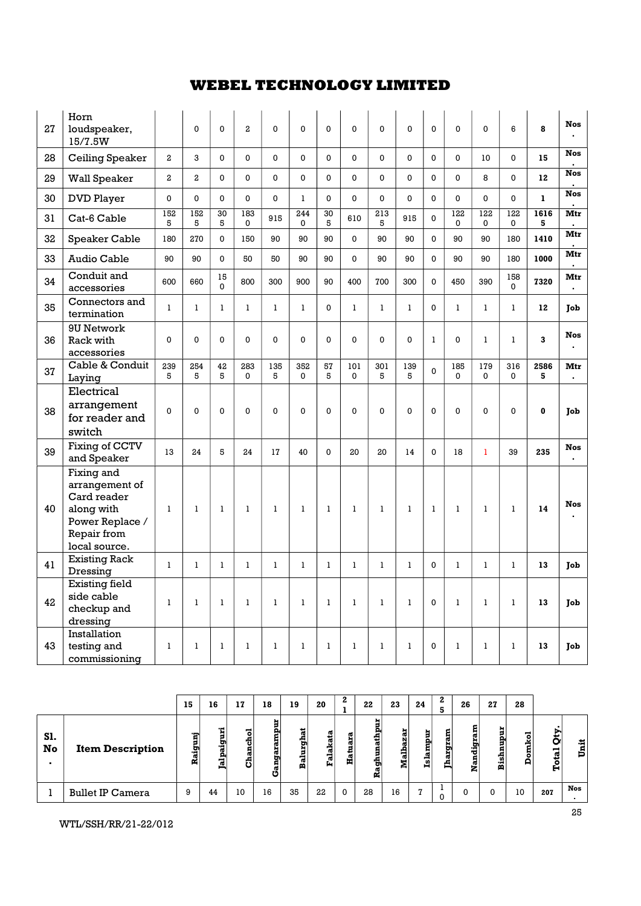| Sl. No. | Item Description | Raigunj | Jalpaiguri | Chanchol | Gangarampur | Balurghat | Falakata | Hatuara | Raghunathpur | Malbazar | Islampur | Jhargram | Nandigram | Bishnupur | Domkol | Total Qty. | Unit |
|---|---|---|---|---|---|---|---|---|---|---|---|---|---|---|---|---|---|
| 27 | Horn loudspeaker, 15/7.5W | | 0 | 0 | 2 | 0 | 0 | 0 | 0 | 0 | 0 | 0 | 0 | 0 | 6 | **8** | **Nos.** |
| 28 | Ceiling Speaker | 2 | 3 | 0 | 0 | 0 | 0 | 0 | 0 | 0 | 0 | 0 | 0 | 10 | 0 | **15** | **Nos.** |
| 29 | Wall Speaker | 2 | 2 | 0 | 0 | 0 | 0 | 0 | 0 | 0 | 0 | 0 | 0 | 8 | 0 | **12** | **Nos.** |
| 30 | DVD Player | 0 | 0 | 0 | 0 | 0 | 1 | 0 | 0 | 0 | 0 | 0 | 0 | 0 | 0 | **1** | **Nos.** |
| 31 | Cat-6 Cable | 1525 | 1525 | 305 | 1830 | 915 | 2440 | 305 | 610 | 2135 | 915 | 0 | 1220 | 1220 | 1220 | **16165** | **Mtr.** |
| 32 | Speaker Cable | 180 | 270 | 0 | 150 | 90 | 90 | 90 | 0 | 90 | 90 | 0 | 90 | 90 | 180 | **1410** | **Mtr.** |
| 33 | Audio Cable | 90 | 90 | 0 | 50 | 50 | 90 | 90 | 0 | 90 | 90 | 0 | 90 | 90 | 180 | **1000** | **Mtr.** |
| 34 | Conduit and accessories | 600 | 660 | 150 | 800 | 300 | 900 | 90 | 400 | 700 | 300 | 0 | 450 | 390 | 1580 | **7320** | **Mtr.** |
| 35 | Connectors and termination | 1 | 1 | 1 | 1 | 1 | 1 | 0 | 1 | 1 | 1 | 0 | 1 | 1 | 1 | **12** | **Job** |
| 36 | 9U Network Rack with accessories | 0 | 0 | 0 | 0 | 0 | 0 | 0 | 0 | 0 | 0 | 1 | 0 | 1 | 1 | **3** | **Nos.** |
| 37 | Cable & Conduit Laying | 2395 | 2545 | 425 | 2830 | 1355 | 3520 | 575 | 1010 | 3015 | 1395 | 0 | 1850 | 1790 | 3160 | **25865** | **Mtr.** |
| 38 | Electrical arrangement for reader and switch | 0 | 0 | 0 | 0 | 0 | 0 | 0 | 0 | 0 | 0 | 0 | 0 | 0 | 0 | **0** | **Job** |
| 39 | Fixing of CCTV and Speaker | 13 | 24 | 5 | 24 | 17 | 40 | 0 | 20 | 20 | 14 | 0 | 18 | 1 | 39 | **235** | **Nos.** |
| 40 | Fixing and arrangement of Card reader along with Power Replace / Repair from local source. | 1 | 1 | 1 | 1 | 1 | 1 | 1 | 1 | 1 | 1 | 1 | 1 | 1 | 1 | **14** | **Nos.** |
| 41 | Existing Rack Dressing | 1 | 1 | 1 | 1 | 1 | 1 | 1 | 1 | 1 | 1 | 0 | 1 | 1 | 1 | **13** | **Job** |
| 42 | Existing field side cable checkup and dressing | 1 | 1 | 1 | 1 | 1 | 1 | 1 | 1 | 1 | 1 | 0 | 1 | 1 | 1 | **13** | **Job** |
| 43 | Installation testing and commissioning | 1 | 1 | 1 | 1 | 1 | 1 | 1 | 1 | 1 | 1 | 0 | 1 | 1 | 1 | **13** | **Job** |

| | | 15 | 16 | 17 | 18 | 19 | 20 | 21 | 22 | 23 | 24 | 25 | 26 | 27 | 28 | | |
|---|---|---|---|---|---|---|---|---|---|---|---|---|---|---|---|---|---|
| **Sl. No.** | **Item Description** | **Raigunj** | **Jalpaiguri** | **Chanchol** | **Gangarampur** | **Balurghat** | **Falakata** | **Hatuara** | **Raghunathpur** | **Malbazar** | **Islampur** | **Jhargram** | **Nandigram** | **Bishnupur** | **Domkol** | **Total Qty.** | **Unit** |
| 1 | Bullet IP Camera | 9 | 44 | 10 | 16 | 35 | 22 | 0 | 28 | 16 | 7 | 10 | 0 | 0 | 10 | **207** | **Nos.** |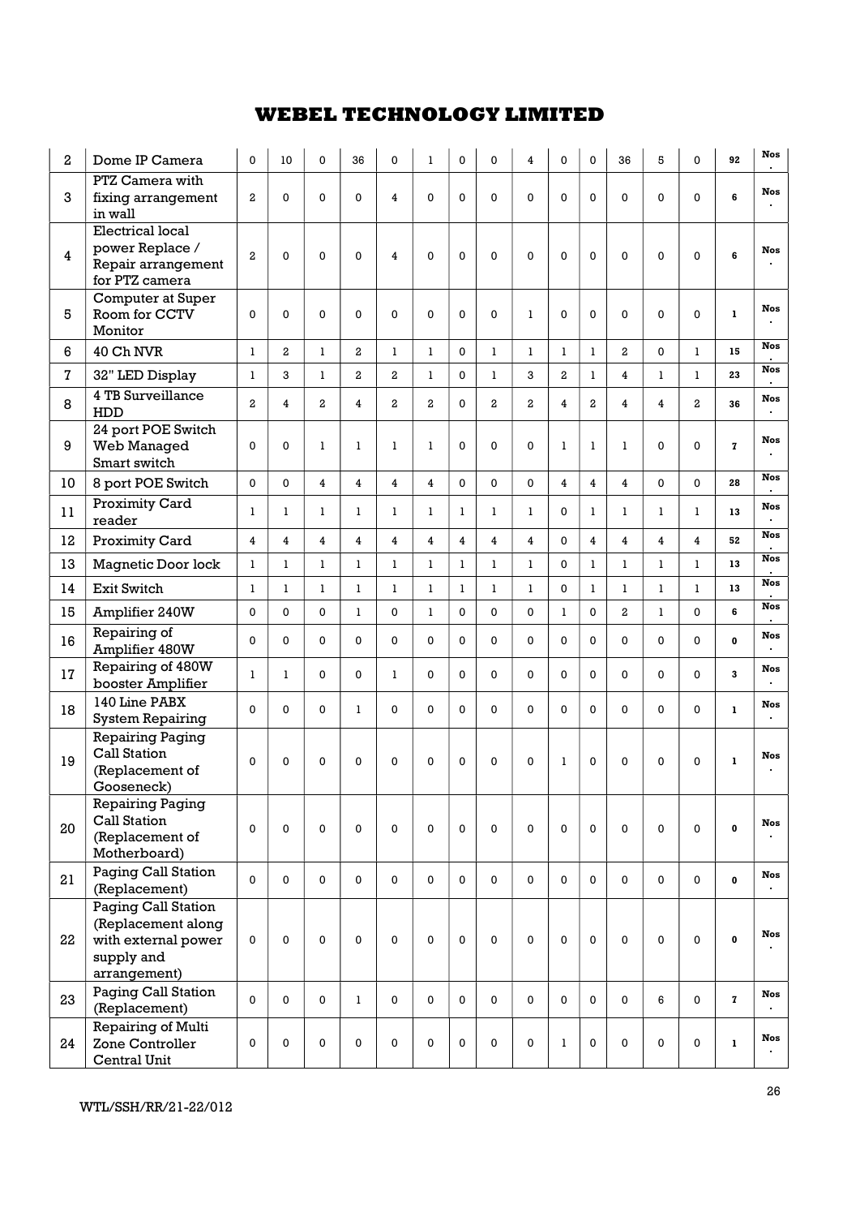## WEBEL TECHNOLOGY LIMITED

| 2 | Dome IP Camera | 0 | 10 | 0 | 36 | 0 | 1 | 0 | 0 | 4 | 0 | 0 | 36 | 5 | 0 | 92 | Nos. |
|---|---|---|---|---|---|---|---|---|---|---|---|---|---|---|---|---|---|
| 3 | PTZ Camera with fixing arrangement in wall | 2 | 0 | 0 | 0 | 4 | 0 | 0 | 0 | 0 | 0 | 0 | 0 | 0 | 0 | 6 | Nos. |
| 4 | Electrical local power Replace / Repair arrangement for PTZ camera | 2 | 0 | 0 | 0 | 4 | 0 | 0 | 0 | 0 | 0 | 0 | 0 | 0 | 0 | 6 | Nos. |
| 5 | Computer at Super Room for CCTV Monitor | 0 | 0 | 0 | 0 | 0 | 0 | 0 | 0 | 1 | 0 | 0 | 0 | 0 | 0 | 1 | Nos. |
| 6 | 40 Ch NVR | 1 | 2 | 1 | 2 | 1 | 1 | 0 | 1 | 1 | 1 | 1 | 2 | 0 | 1 | 15 | Nos. |
| 7 | 32" LED Display | 1 | 3 | 1 | 2 | 2 | 1 | 0 | 1 | 3 | 2 | 1 | 4 | 1 | 1 | 23 | Nos. |
| 8 | 4 TB Surveillance HDD | 2 | 4 | 2 | 4 | 2 | 2 | 0 | 2 | 2 | 4 | 2 | 4 | 4 | 2 | 36 | Nos. |
| 9 | 24 port POE Switch Web Managed Smart switch | 0 | 0 | 1 | 1 | 1 | 1 | 0 | 0 | 0 | 1 | 1 | 1 | 0 | 0 | 7 | Nos. |
| 10 | 8 port POE Switch | 0 | 0 | 4 | 4 | 4 | 4 | 0 | 0 | 0 | 4 | 4 | 4 | 0 | 0 | 28 | Nos. |
| 11 | Proximity Card reader | 1 | 1 | 1 | 1 | 1 | 1 | 1 | 1 | 1 | 0 | 1 | 1 | 1 | 1 | 13 | Nos. |
| 12 | Proximity Card | 4 | 4 | 4 | 4 | 4 | 4 | 4 | 4 | 4 | 0 | 4 | 4 | 4 | 4 | 52 | Nos. |
| 13 | Magnetic Door lock | 1 | 1 | 1 | 1 | 1 | 1 | 1 | 1 | 1 | 0 | 1 | 1 | 1 | 1 | 13 | Nos. |
| 14 | Exit Switch | 1 | 1 | 1 | 1 | 1 | 1 | 1 | 1 | 1 | 0 | 1 | 1 | 1 | 1 | 13 | Nos. |
| 15 | Amplifier 240W | 0 | 0 | 0 | 1 | 0 | 1 | 0 | 0 | 0 | 1 | 0 | 2 | 1 | 0 | 6 | Nos. |
| 16 | Repairing of Amplifier 480W | 0 | 0 | 0 | 0 | 0 | 0 | 0 | 0 | 0 | 0 | 0 | 0 | 0 | 0 | 0 | Nos. |
| 17 | Repairing of 480W booster Amplifier | 1 | 1 | 0 | 0 | 1 | 0 | 0 | 0 | 0 | 0 | 0 | 0 | 0 | 0 | 3 | Nos. |
| 18 | 140 Line PABX System Repairing | 0 | 0 | 0 | 1 | 0 | 0 | 0 | 0 | 0 | 0 | 0 | 0 | 0 | 0 | 1 | Nos. |
| 19 | Repairing Paging Call Station (Replacement of Gooseneck) | 0 | 0 | 0 | 0 | 0 | 0 | 0 | 0 | 0 | 1 | 0 | 0 | 0 | 0 | 1 | Nos. |
| 20 | Repairing Paging Call Station (Replacement of Motherboard) | 0 | 0 | 0 | 0 | 0 | 0 | 0 | 0 | 0 | 0 | 0 | 0 | 0 | 0 | 0 | Nos. |
| 21 | Paging Call Station (Replacement) | 0 | 0 | 0 | 0 | 0 | 0 | 0 | 0 | 0 | 0 | 0 | 0 | 0 | 0 | 0 | Nos. |
| 22 | Paging Call Station (Replacement along with external power supply and arrangement) | 0 | 0 | 0 | 0 | 0 | 0 | 0 | 0 | 0 | 0 | 0 | 0 | 0 | 0 | 0 | Nos. |
| 23 | Paging Call Station (Replacement) | 0 | 0 | 0 | 1 | 0 | 0 | 0 | 0 | 0 | 0 | 0 | 0 | 6 | 0 | 7 | Nos. |
| 24 | Repairing of Multi Zone Controller Central Unit | 0 | 0 | 0 | 0 | 0 | 0 | 0 | 0 | 0 | 1 | 0 | 0 | 0 | 0 | 1 | Nos. |

WTL/SSH/RR/21-22/012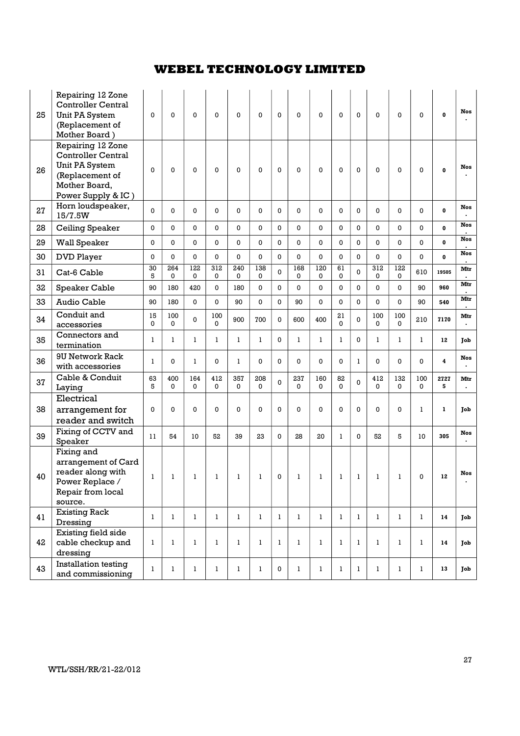# WEBEL TECHNOLOGY LIMITED

| | | | | | | | | | | | | | | | | | |
|---|---|---|---|---|---|---|---|---|---|---|---|---|---|---|---|---|---|
| 25 | Repairing 12 Zone Controller Central Unit PA System (Replacement of Mother Board ) | 0 | 0 | 0 | 0 | 0 | 0 | 0 | 0 | 0 | 0 | 0 | 0 | 0 | 0 | **0** | **Nos.** |
| 26 | Repairing 12 Zone Controller Central Unit PA System (Replacement of Mother Board, Power Supply & IC ) | 0 | 0 | 0 | 0 | 0 | 0 | 0 | 0 | 0 | 0 | 0 | 0 | 0 | 0 | **0** | **Nos.** |
| 27 | Horn loudspeaker, 15/7.5W | 0 | 0 | 0 | 0 | 0 | 0 | 0 | 0 | 0 | 0 | 0 | 0 | 0 | 0 | **0** | **Nos.** |
| 28 | Ceiling Speaker | 0 | 0 | 0 | 0 | 0 | 0 | 0 | 0 | 0 | 0 | 0 | 0 | 0 | 0 | **0** | **Nos.** |
| 29 | Wall Speaker | 0 | 0 | 0 | 0 | 0 | 0 | 0 | 0 | 0 | 0 | 0 | 0 | 0 | 0 | **0** | **Nos.** |
| 30 | DVD Player | 0 | 0 | 0 | 0 | 0 | 0 | 0 | 0 | 0 | 0 | 0 | 0 | 0 | 0 | **0** | **Nos.** |
| 31 | Cat-6 Cable | 305 | 2640 | 1220 | 3120 | 2400 | 1380 | 0 | 1680 | 1200 | 610 | 0 | 3120 | 1220 | 610 | **19505** | **Mtr.** |
| 32 | Speaker Cable | 90 | 180 | 420 | 0 | 180 | 0 | 0 | 0 | 0 | 0 | 0 | 0 | 0 | 90 | **960** | **Mtr.** |
| 33 | Audio Cable | 90 | 180 | 0 | 0 | 90 | 0 | 0 | 90 | 0 | 0 | 0 | 0 | 0 | 90 | **540** | **Mtr.** |
| 34 | Conduit and accessories | 150 | 1000 | 0 | 1000 | 900 | 700 | 0 | 600 | 400 | 210 | 0 | 1000 | 1000 | 210 | **7170** | **Mtr.** |
| 35 | Connectors and termination | 1 | 1 | 1 | 1 | 1 | 1 | 0 | 1 | 1 | 1 | 0 | 1 | 1 | 1 | **12** | **Job** |
| 36 | 9U Network Rack with accessories | 1 | 0 | 1 | 0 | 1 | 0 | 0 | 0 | 0 | 0 | 1 | 0 | 0 | 0 | **4** | **Nos.** |
| 37 | Cable & Conduit Laying | 635 | 4000 | 1640 | 4120 | 3570 | 2080 | 0 | 2370 | 1600 | 820 | 0 | 4120 | 1320 | 1000 | **27275** | **Mtr.** |
| 38 | Electrical arrangement for reader and switch | 0 | 0 | 0 | 0 | 0 | 0 | 0 | 0 | 0 | 0 | 0 | 0 | 0 | 1 | **1** | **Job** |
| 39 | Fixing of CCTV and Speaker | 11 | 54 | 10 | 52 | 39 | 23 | 0 | 28 | 20 | 1 | 0 | 52 | 5 | 10 | **305** | **Nos.** |
| 40 | Fixing and arrangement of Card reader along with Power Replace / Repair from local source. | 1 | 1 | 1 | 1 | 1 | 1 | 0 | 1 | 1 | 1 | 1 | 1 | 1 | 0 | **12** | **Nos.** |
| 41 | Existing Rack Dressing | 1 | 1 | 1 | 1 | 1 | 1 | 1 | 1 | 1 | 1 | 1 | 1 | 1 | 1 | **14** | **Job** |
| 42 | Existing field side cable checkup and dressing | 1 | 1 | 1 | 1 | 1 | 1 | 1 | 1 | 1 | 1 | 1 | 1 | 1 | 1 | **14** | **Job** |
| 43 | Installation testing and commissioning | 1 | 1 | 1 | 1 | 1 | 1 | 0 | 1 | 1 | 1 | 1 | 1 | 1 | 1 | **13** | **Job** |

WTL/SSH/RR/21-22/012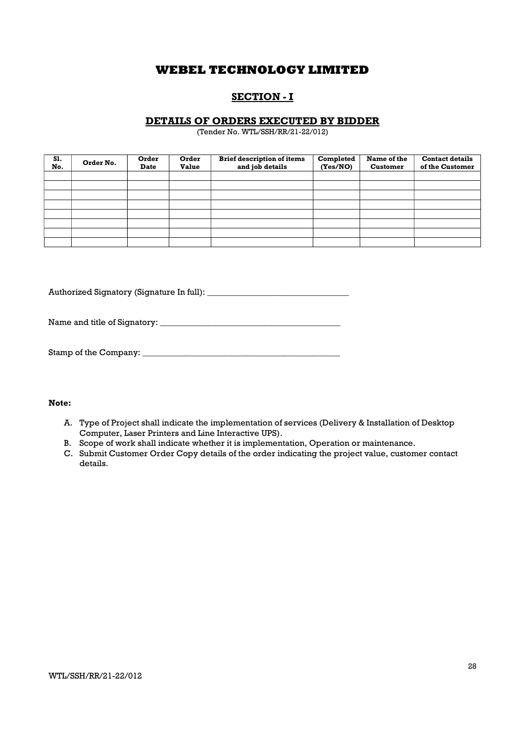# WEBEL TECHNOLOGY LIMITED

## SECTION - I

### DETAILS OF ORDERS EXECUTED BY BIDDER

(Tender No. WTL/SSH/RR/21-22/012)

| Sl. No. | Order No. | Order Date | Order Value | Brief description of items and job details | Completed (Yes/NO) | Name of the Customer | Contact details of the Customer |
|---|---|---|---|---|---|---|---|
| | | | | | | | |
| | | | | | | | |
| | | | | | | | |
| | | | | | | | |
| | | | | | | | |
| | | | | | | | |
| | | | | | | | |
| | | | | | | | |

Authorized Signatory (Signature In full): _________________________________

Name and title of Signatory: __________________________________________

Stamp of the Company: ______________________________________________

**Note:**

A. Type of Project shall indicate the implementation of services (Delivery & Installation of Desktop Computer, Laser Printers and Line Interactive UPS).
B. Scope of work shall indicate whether it is implementation, Operation or maintenance.
C. Submit Customer Order Copy details of the order indicating the project value, customer contact details.

WTL/SSH/RR/21-22/012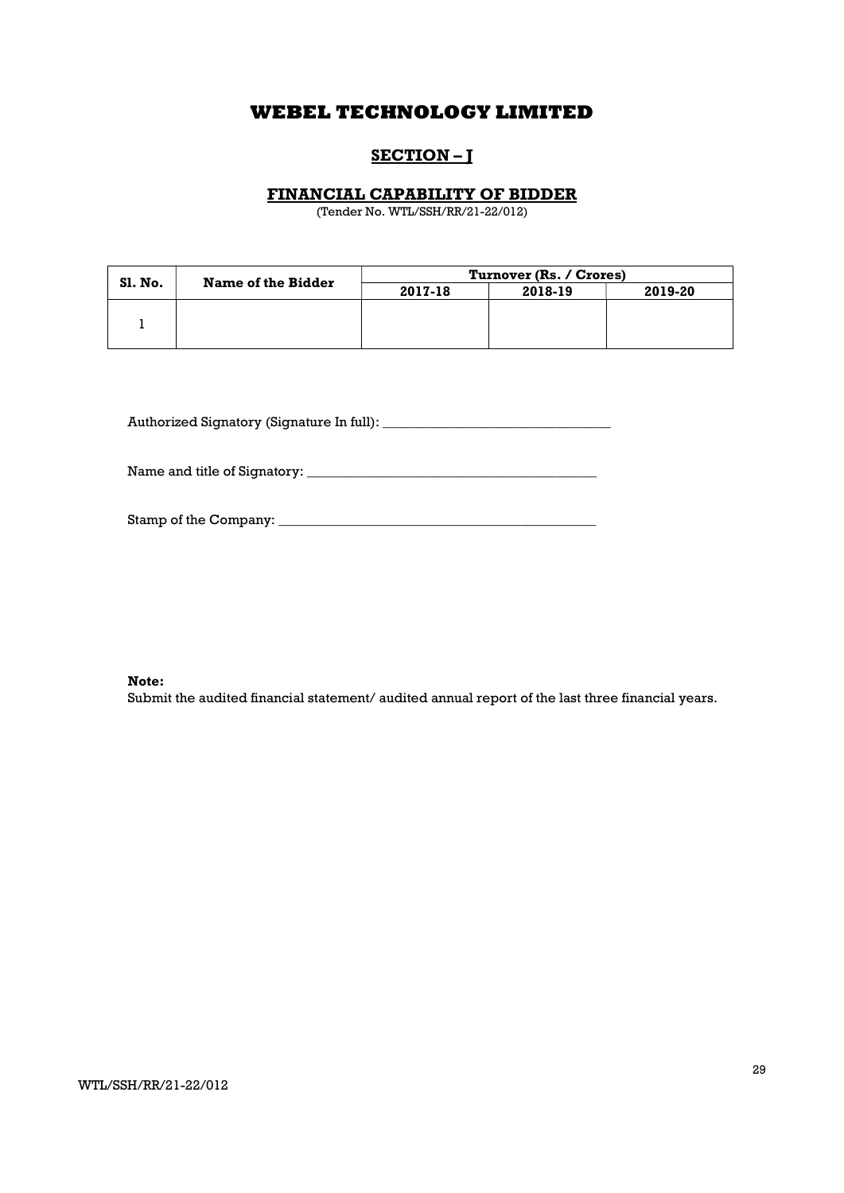# WEBEL TECHNOLOGY LIMITED

## SECTION – J

### FINANCIAL CAPABILITY OF BIDDER

(Tender No. WTL/SSH/RR/21-22/012)

| Sl. No. | Name of the Bidder | Turnover (Rs. / Crores) | | |
|---|---|---|---|---|
| | | 2017-18 | 2018-19 | 2019-20 |
| 1 | | | | |

Authorized Signatory (Signature In full): _________________________________

Name and title of Signatory: __________________________________________

Stamp of the Company: ______________________________________________

**Note:**
Submit the audited financial statement/ audited annual report of the last three financial years.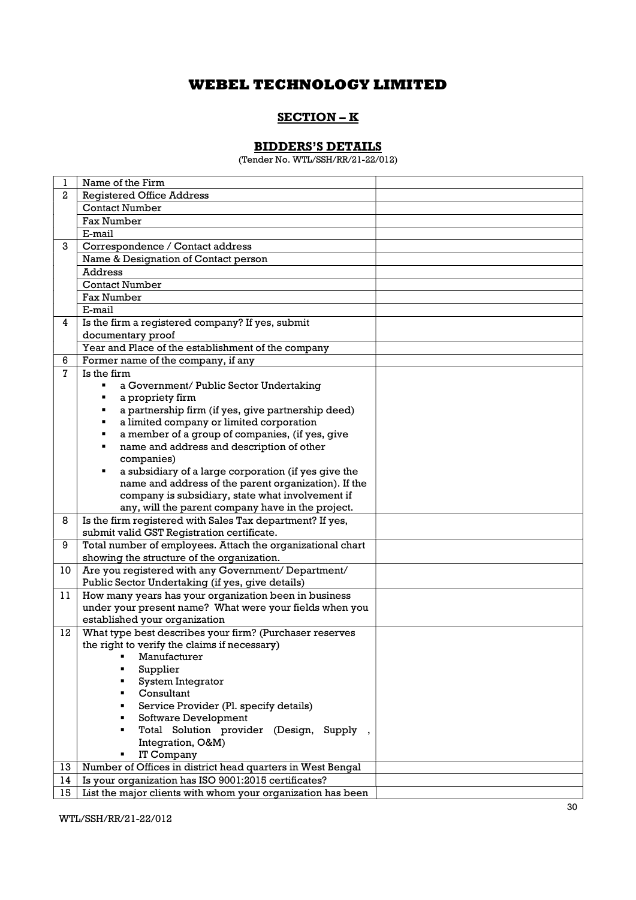# WEBEL TECHNOLOGY LIMITED

## SECTION – K

## BIDDERS'S DETAILS

(Tender No. WTL/SSH/RR/21-22/012)

| | | |
|---|---|---|
| 1 | Name of the Firm | |
| 2 | Registered Office Address | |
| | Contact Number | |
| | Fax Number | |
| | E-mail | |
| 3 | Correspondence / Contact address | |
| | Name & Designation of Contact person | |
| | Address | |
| | Contact Number | |
| | Fax Number | |
| | E-mail | |
| 4 | Is the firm a registered company? If yes, submit documentary proof | |
| | Year and Place of the establishment of the company | |
| 6 | Former name of the company, if any | |
| 7 | Is the firm<br>▪ a Government/ Public Sector Undertaking<br>▪ a propriety firm<br>▪ a partnership firm (if yes, give partnership deed)<br>▪ a limited company or limited corporation<br>▪ a member of a group of companies, (if yes, give<br>▪ name and address and description of other companies)<br>▪ a subsidiary of a large corporation (if yes give the name and address of the parent organization). If the company is subsidiary, state what involvement if any, will the parent company have in the project. | |
| 8 | Is the firm registered with Sales Tax department? If yes, submit valid GST Registration certificate. | |
| 9 | Total number of employees. Attach the organizational chart showing the structure of the organization. | |
| 10 | Are you registered with any Government/ Department/ Public Sector Undertaking (if yes, give details) | |
| 11 | How many years has your organization been in business under your present name? What were your fields when you established your organization | |
| 12 | What type best describes your firm? (Purchaser reserves the right to verify the claims if necessary)<br>▪ Manufacturer<br>▪ Supplier<br>▪ System Integrator<br>▪ Consultant<br>▪ Service Provider (Pl. specify details)<br>▪ Software Development<br>▪ Total Solution provider (Design, Supply , Integration, O&M)<br>▪ IT Company | |
| 13 | Number of Offices in district head quarters in West Bengal | |
| 14 | Is your organization has ISO 9001:2015 certificates? | |
| 15 | List the major clients with whom your organization has been | |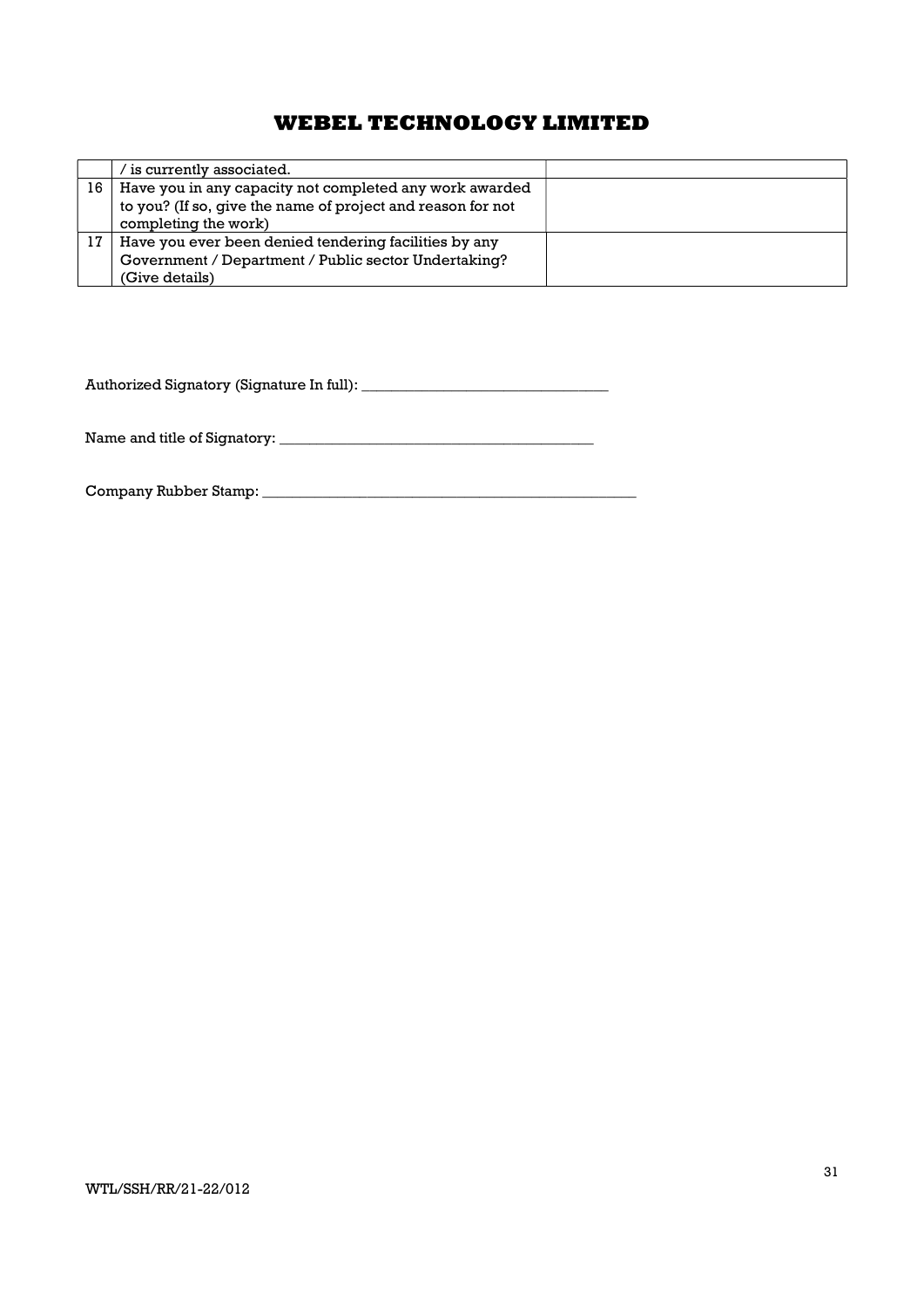# WEBEL TECHNOLOGY LIMITED

| | | |
|---|---|---|
| | / is currently associated. | |
| 16 | Have you in any capacity not completed any work awarded to you? (If so, give the name of project and reason for not completing the work) | |
| 17 | Have you ever been denied tendering facilities by any Government / Department / Public sector Undertaking? (Give details) | |

Authorized Signatory (Signature In full): _________________________________

Name and title of Signatory: __________________________________________

Company Rubber Stamp: ____________________________________________________

WTL/SSH/RR/21-22/012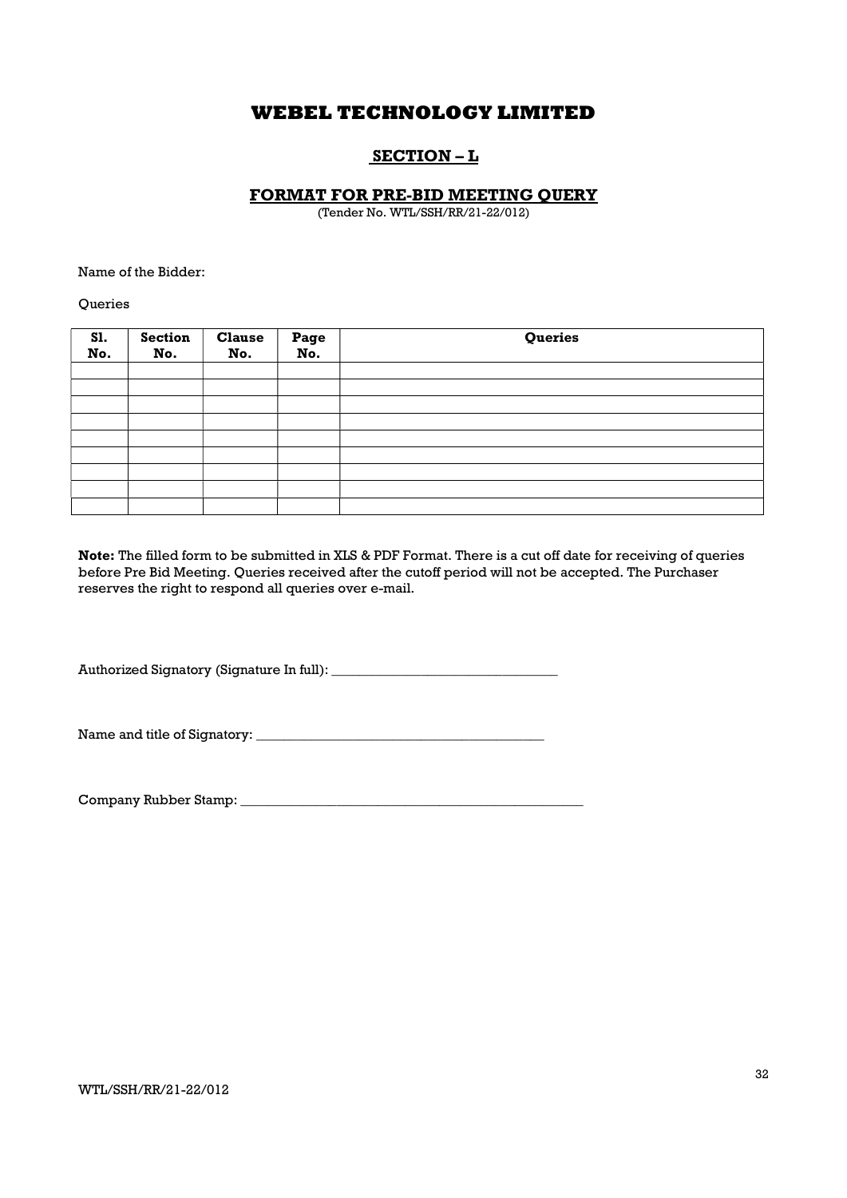# WEBEL TECHNOLOGY LIMITED

## SECTION – L

### FORMAT FOR PRE-BID MEETING QUERY

(Tender No. WTL/SSH/RR/21-22/012)

Name of the Bidder:

Queries

| Sl. No. | Section No. | Clause No. | Page No. | Queries |
|---|---|---|---|---|
| | | | | |
| | | | | |
| | | | | |
| | | | | |
| | | | | |
| | | | | |
| | | | | |
| | | | | |
| | | | | |

**Note:** The filled form to be submitted in XLS & PDF Format. There is a cut off date for receiving of queries before Pre Bid Meeting. Queries received after the cutoff period will not be accepted. The Purchaser reserves the right to respond all queries over e-mail.

Authorized Signatory (Signature In full): _________________________________

Name and title of Signatory: __________________________________________

Company Rubber Stamp: ____________________________________________________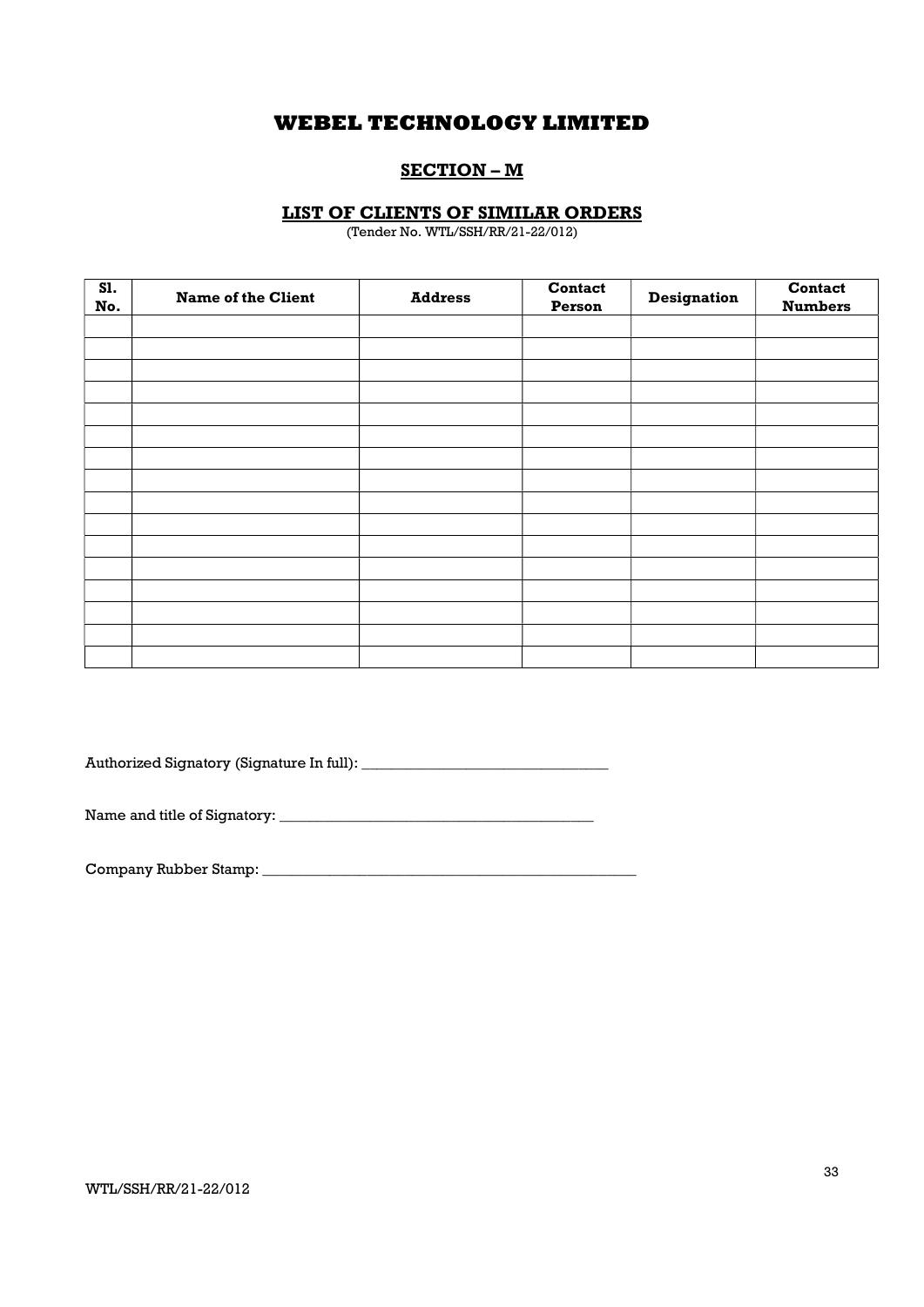# WEBEL TECHNOLOGY LIMITED

## SECTION – M

### LIST OF CLIENTS OF SIMILAR ORDERS

(Tender No. WTL/SSH/RR/21-22/012)

| Sl. No. | Name of the Client | Address | Contact Person | Designation | Contact Numbers |
|---|---|---|---|---|---|
| | | | | | |
| | | | | | |
| | | | | | |
| | | | | | |
| | | | | | |
| | | | | | |
| | | | | | |
| | | | | | |
| | | | | | |
| | | | | | |
| | | | | | |
| | | | | | |
| | | | | | |
| | | | | | |
| | | | | | |
| | | | | | |

Authorized Signatory (Signature In full): _________________________________

Name and title of Signatory: __________________________________________

Company Rubber Stamp: ____________________________________________________

WTL/SSH/RR/21-22/012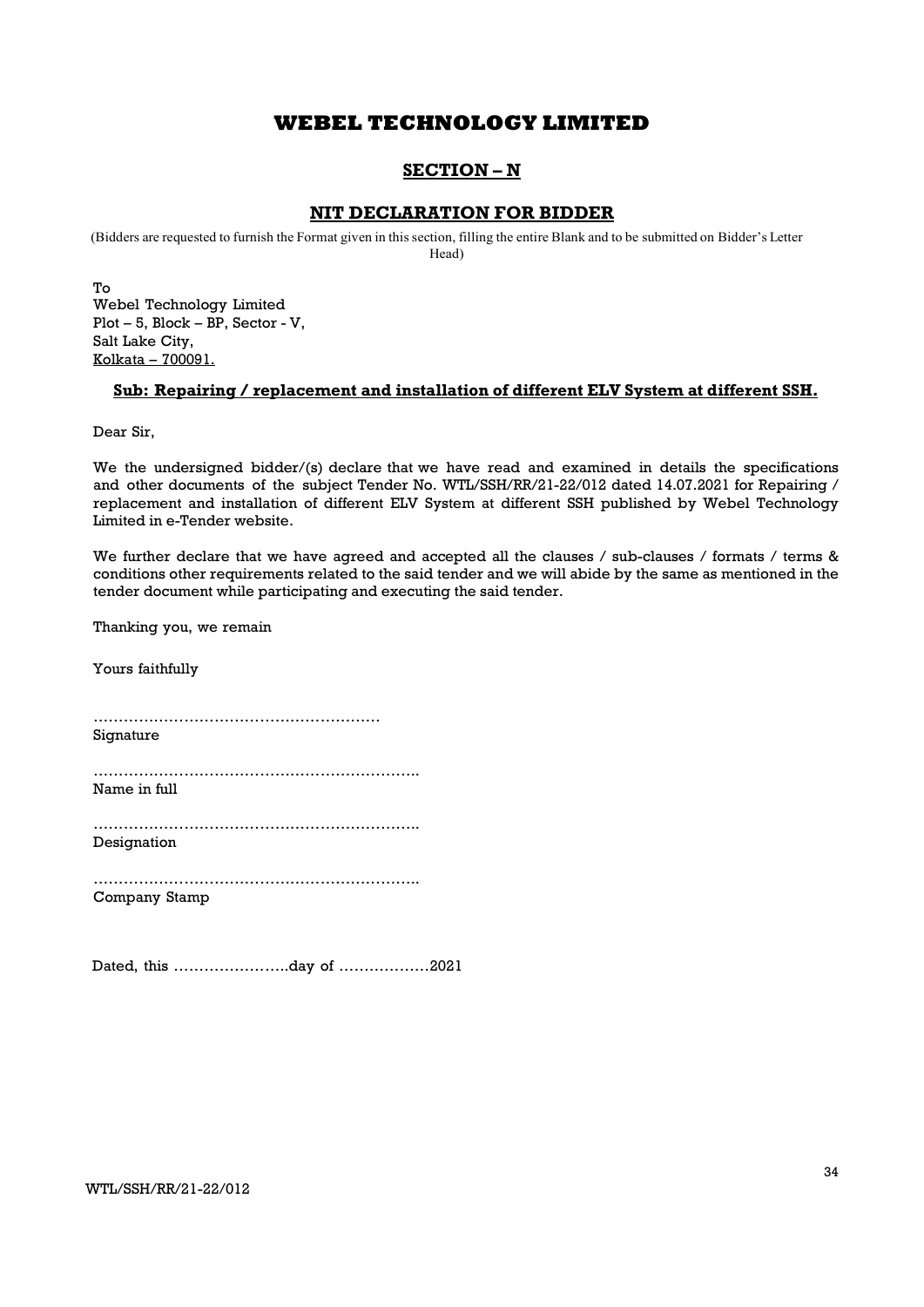# WEBEL TECHNOLOGY LIMITED

## SECTION – N

## NIT DECLARATION FOR BIDDER

(Bidders are requested to furnish the Format given in this section, filling the entire Blank and to be submitted on Bidder's Letter Head)

To
Webel Technology Limited
Plot – 5, Block – BP, Sector - V,
Salt Lake City,
Kolkata – 700091.

**Sub: Repairing / replacement and installation of different ELV System at different SSH.**

Dear Sir,

We the undersigned bidder/(s) declare that we have read and examined in details the specifications and other documents of the subject Tender No. WTL/SSH/RR/21-22/012 dated 14.07.2021 for Repairing / replacement and installation of different ELV System at different SSH published by Webel Technology Limited in e-Tender website.

We further declare that we have agreed and accepted all the clauses / sub-clauses / formats / terms & conditions other requirements related to the said tender and we will abide by the same as mentioned in the tender document while participating and executing the said tender.

Thanking you, we remain

Yours faithfully

…………………………………………………
Signature

……………………………………………………….
Name in full

……………………………………………………….
Designation

……………………………………………………….
Company Stamp

Dated, this …………………..day of ………………2021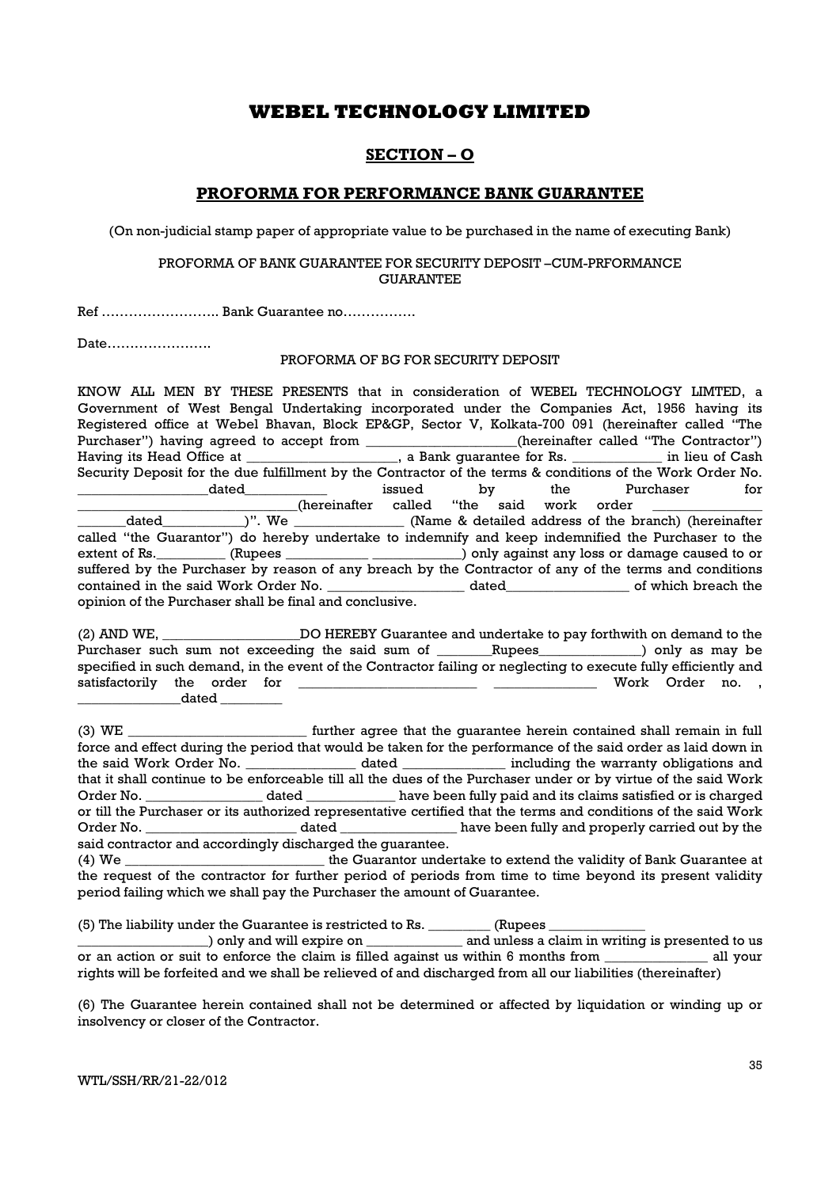# WEBEL TECHNOLOGY LIMITED

## SECTION – O

## PROFORMA FOR PERFORMANCE BANK GUARANTEE

(On non-judicial stamp paper of appropriate value to be purchased in the name of executing Bank)

PROFORMA OF BANK GUARANTEE FOR SECURITY DEPOSIT –CUM-PRFORMANCE GUARANTEE

Ref …………………….. Bank Guarantee no…………….

Date…………………..

PROFORMA OF BG FOR SECURITY DEPOSIT

KNOW ALL MEN BY THESE PRESENTS that in consideration of WEBEL TECHNOLOGY LIMTED, a Government of West Bengal Undertaking incorporated under the Companies Act, 1956 having its Registered office at Webel Bhavan, Block EP&GP, Sector V, Kolkata-700 091 (hereinafter called "The Purchaser") having agreed to accept from ____________________(hereinafter called "The Contractor") Having its Head Office at ____________________, a Bank guarantee for Rs. ____________ in lieu of Cash Security Deposit for the due fulfillment by the Contractor of the terms & conditions of the Work Order No. __________________dated___________ issued by the Purchaser for ______________________________(hereinafter called "the said work order _______________ _______dated___________)". We _______________ (Name & detailed address of the branch) (hereinafter called "the Guarantor") do hereby undertake to indemnify and keep indemnified the Purchaser to the extent of Rs._________ (Rupees ___________ ____________) only against any loss or damage caused to or suffered by the Purchaser by reason of any breach by the Contractor of any of the terms and conditions contained in the said Work Order No. ___________________ dated_________________ of which breach the opinion of the Purchaser shall be final and conclusive.

(2) AND WE, ___________________DO HEREBY Guarantee and undertake to pay forthwith on demand to the Purchaser such sum not exceeding the said sum of ________Rupees______________) only as may be specified in such demand, in the event of the Contractor failing or neglecting to execute fully efficiently and satisfactorily the order for _________________________ ______________ Work Order no. , ______________dated ________

(3) WE _________________________ further agree that the guarantee herein contained shall remain in full force and effect during the period that would be taken for the performance of the said order as laid down in the said Work Order No. _______________ dated ______________ including the warranty obligations and that it shall continue to be enforceable till all the dues of the Purchaser under or by virtue of the said Work Order No. ________________ dated ____________ have been fully paid and its claims satisfied or is charged or till the Purchaser or its authorized representative certified that the terms and conditions of the said Work Order No. _____________________ dated ________________ have been fully and properly carried out by the said contractor and accordingly discharged the guarantee.

(4) We ____________________________ the Guarantor undertake to extend the validity of Bank Guarantee at the request of the contractor for further period of periods from time to time beyond its present validity period failing which we shall pay the Purchaser the amount of Guarantee.

(5) The liability under the Guarantee is restricted to Rs. ________ (Rupees _____________ __________________) only and will expire on _____________ and unless a claim in writing is presented to us or an action or suit to enforce the claim is filled against us within 6 months from ______________ all your rights will be forfeited and we shall be relieved of and discharged from all our liabilities (thereinafter)

(6) The Guarantee herein contained shall not be determined or affected by liquidation or winding up or insolvency or closer of the Contractor.

WTL/SSH/RR/21-22/012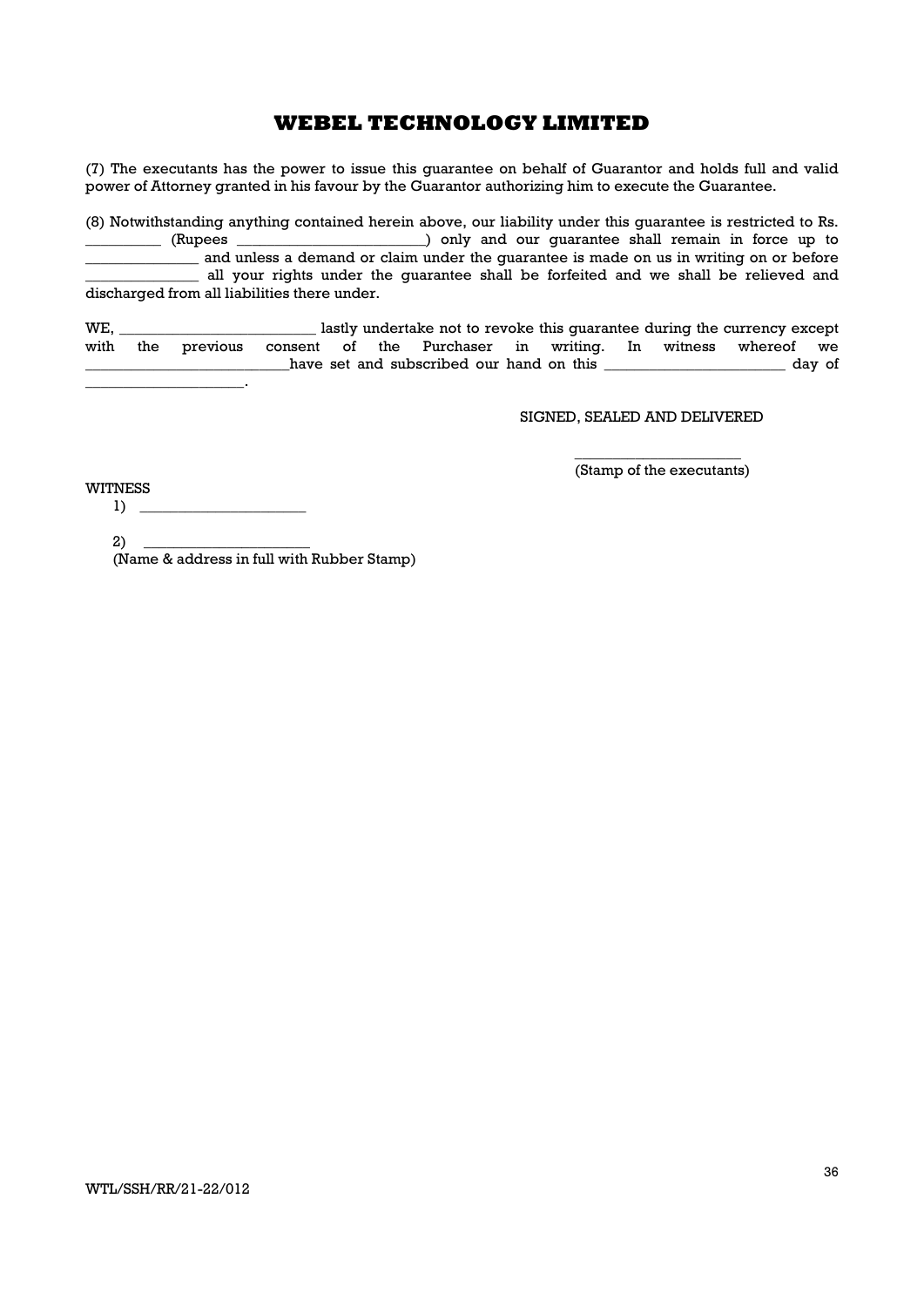(7) The executants has the power to issue this guarantee on behalf of Guarantor and holds full and valid power of Attorney granted in his favour by the Guarantor authorizing him to execute the Guarantee.

(8) Notwithstanding anything contained herein above, our liability under this guarantee is restricted to Rs. __________ (Rupees ________________________) only and our guarantee shall remain in force up to ______________ and unless a demand or claim under the guarantee is made on us in writing on or before ______________ all your rights under the guarantee shall be forfeited and we shall be relieved and discharged from all liabilities there under.

WE, _________________________ lastly undertake not to revoke this guarantee during the currency except with the previous consent of the Purchaser in writing. In witness whereof we __________________________have set and subscribed our hand on this _______________________ day of _____________________.

SIGNED, SEALED AND DELIVERED

_____________________
(Stamp of the executants)

WITNESS

1) _____________________

2) _____________________
(Name & address in full with Rubber Stamp)